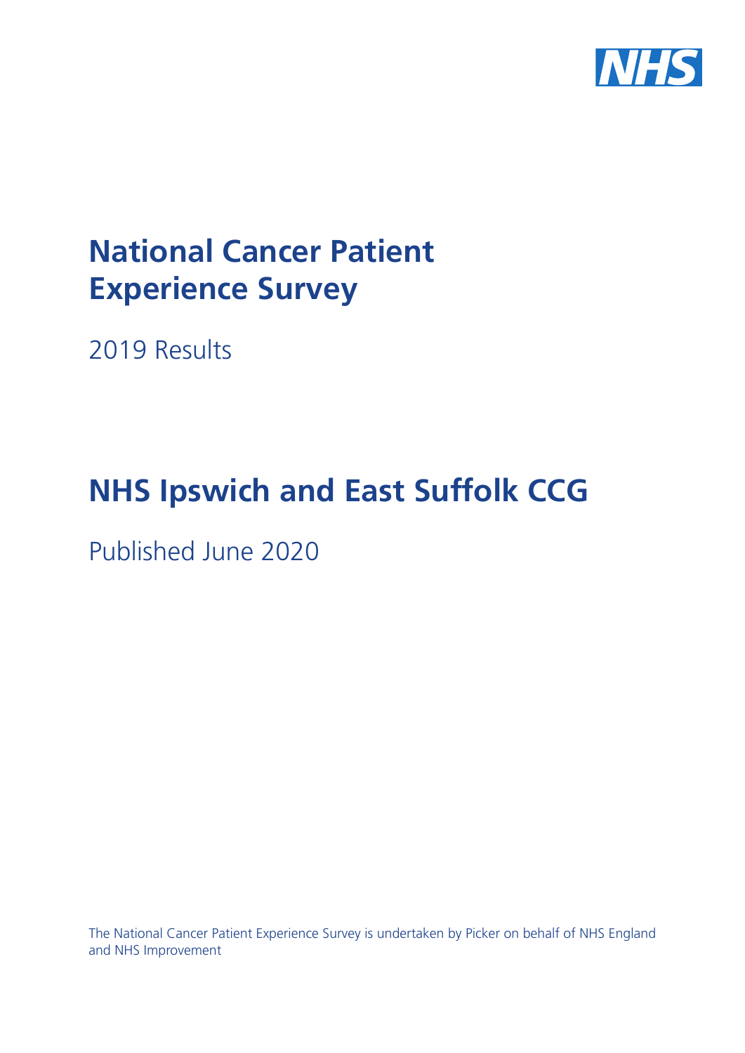# National Cancer Patient Experience Survey

2019 Results

# NHS Ipswich and East Suffolk CCG

Published June 2020

The National Cancer Patient Experience Survey is undertaken by Picker on behalf of NHS England and NHS Improvement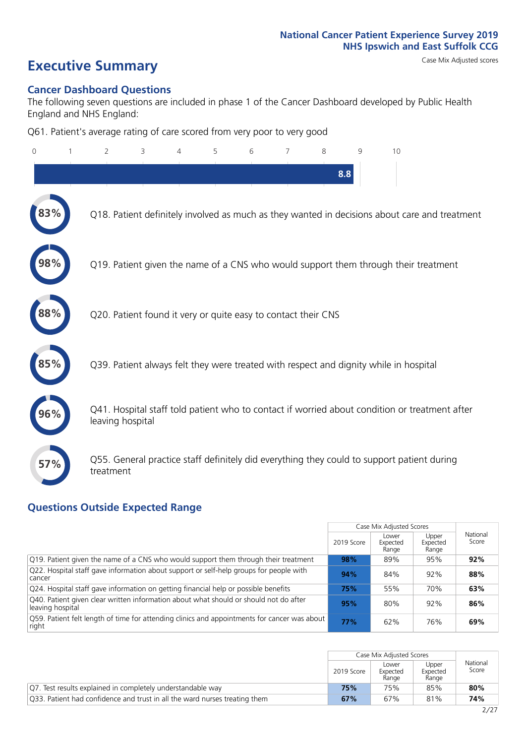National Cancer Patient Experience Survey 2019
NHS Ipswich and East Suffolk CCG

# Executive Summary

Case Mix Adjusted scores

## Cancer Dashboard Questions

The following seven questions are included in phase 1 of the Cancer Dashboard developed by Public Health England and NHS England:

Q61. Patient's average rating of care scored from very poor to very good

0 1 2 3 4 5 6 7 8 9 10

8.8

83% Q18. Patient definitely involved as much as they wanted in decisions about care and treatment

98% Q19. Patient given the name of a CNS who would support them through their treatment

88% Q20. Patient found it very or quite easy to contact their CNS

85% Q39. Patient always felt they were treated with respect and dignity while in hospital

96% Q41. Hospital staff told patient who to contact if worried about condition or treatment after leaving hospital

57% Q55. General practice staff definitely did everything they could to support patient during treatment

## Questions Outside Expected Range

| | Case Mix Adjusted Scores | | | National Score |
|---|---|---|---|---|
| | 2019 Score | Lower Expected Range | Upper Expected Range | |
| Q19. Patient given the name of a CNS who would support them through their treatment | **98%** | 89% | 95% | **92%** |
| Q22. Hospital staff gave information about support or self-help groups for people with cancer | **94%** | 84% | 92% | **88%** |
| Q24. Hospital staff gave information on getting financial help or possible benefits | **75%** | 55% | 70% | **63%** |
| Q40. Patient given clear written information about what should or should not do after leaving hospital | **95%** | 80% | 92% | **86%** |
| Q59. Patient felt length of time for attending clinics and appointments for cancer was about right | **77%** | 62% | 76% | **69%** |

| | Case Mix Adjusted Scores | | | National Score |
|---|---|---|---|---|
| | 2019 Score | Lower Expected Range | Upper Expected Range | |
| Q7. Test results explained in completely understandable way | **75%** | 75% | 85% | **80%** |
| Q33. Patient had confidence and trust in all the ward nurses treating them | **67%** | 67% | 81% | **74%** |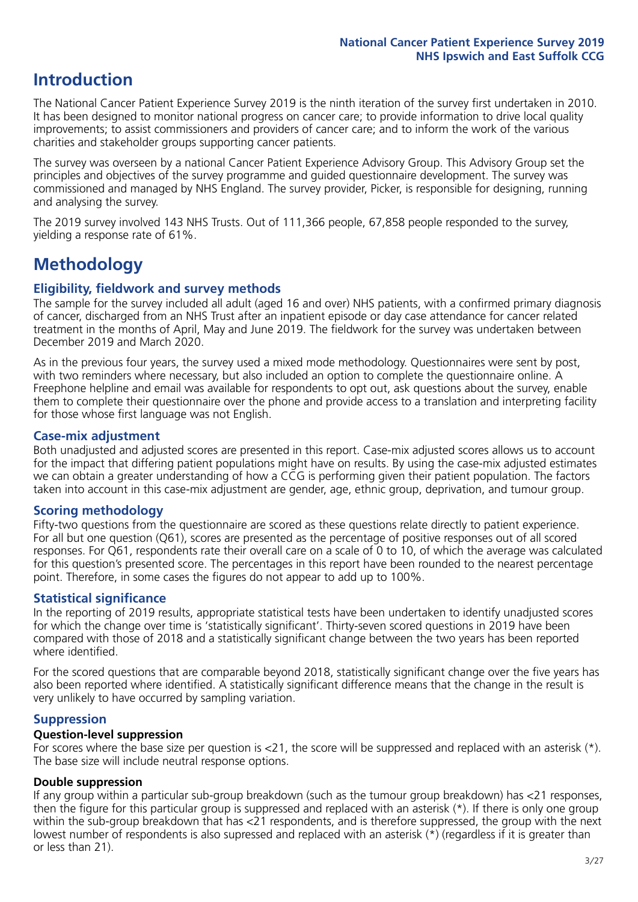# Introduction

The National Cancer Patient Experience Survey 2019 is the ninth iteration of the survey first undertaken in 2010. It has been designed to monitor national progress on cancer care; to provide information to drive local quality improvements; to assist commissioners and providers of cancer care; and to inform the work of the various charities and stakeholder groups supporting cancer patients.

The survey was overseen by a national Cancer Patient Experience Advisory Group. This Advisory Group set the principles and objectives of the survey programme and guided questionnaire development. The survey was commissioned and managed by NHS England. The survey provider, Picker, is responsible for designing, running and analysing the survey.

The 2019 survey involved 143 NHS Trusts. Out of 111,366 people, 67,858 people responded to the survey, yielding a response rate of 61%.

# Methodology

## Eligibility, fieldwork and survey methods

The sample for the survey included all adult (aged 16 and over) NHS patients, with a confirmed primary diagnosis of cancer, discharged from an NHS Trust after an inpatient episode or day case attendance for cancer related treatment in the months of April, May and June 2019. The fieldwork for the survey was undertaken between December 2019 and March 2020.

As in the previous four years, the survey used a mixed mode methodology. Questionnaires were sent by post, with two reminders where necessary, but also included an option to complete the questionnaire online. A Freephone helpline and email was available for respondents to opt out, ask questions about the survey, enable them to complete their questionnaire over the phone and provide access to a translation and interpreting facility for those whose first language was not English.

## Case-mix adjustment

Both unadjusted and adjusted scores are presented in this report. Case-mix adjusted scores allows us to account for the impact that differing patient populations might have on results. By using the case-mix adjusted estimates we can obtain a greater understanding of how a CCG is performing given their patient population. The factors taken into account in this case-mix adjustment are gender, age, ethnic group, deprivation, and tumour group.

## Scoring methodology

Fifty-two questions from the questionnaire are scored as these questions relate directly to patient experience. For all but one question (Q61), scores are presented as the percentage of positive responses out of all scored responses. For Q61, respondents rate their overall care on a scale of 0 to 10, of which the average was calculated for this question's presented score. The percentages in this report have been rounded to the nearest percentage point. Therefore, in some cases the figures do not appear to add up to 100%.

## Statistical significance

In the reporting of 2019 results, appropriate statistical tests have been undertaken to identify unadjusted scores for which the change over time is 'statistically significant'. Thirty-seven scored questions in 2019 have been compared with those of 2018 and a statistically significant change between the two years has been reported where identified.

For the scored questions that are comparable beyond 2018, statistically significant change over the five years has also been reported where identified. A statistically significant difference means that the change in the result is very unlikely to have occurred by sampling variation.

## Suppression

### Question-level suppression

For scores where the base size per question is <21, the score will be suppressed and replaced with an asterisk (*). The base size will include neutral response options.

### Double suppression

If any group within a particular sub-group breakdown (such as the tumour group breakdown) has <21 responses, then the figure for this particular group is suppressed and replaced with an asterisk (*). If there is only one group within the sub-group breakdown that has <21 respondents, and is therefore suppressed, the group with the next lowest number of respondents is also supressed and replaced with an asterisk (*) (regardless if it is greater than or less than 21).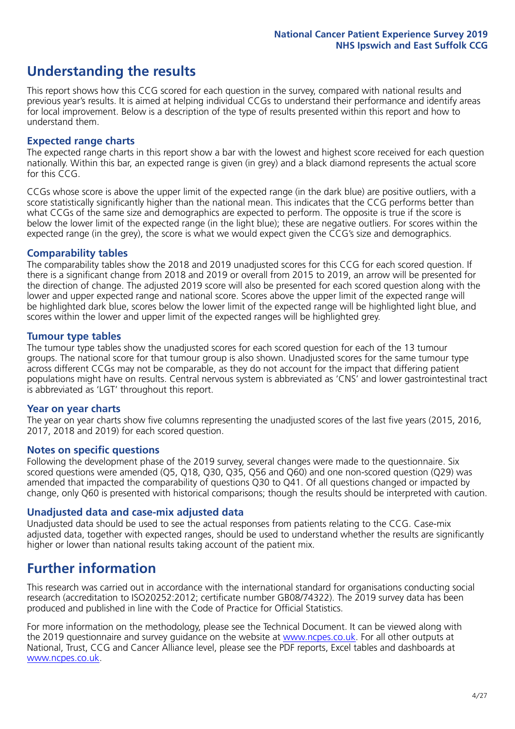# Understanding the results

This report shows how this CCG scored for each question in the survey, compared with national results and previous year's results. It is aimed at helping individual CCGs to understand their performance and identify areas for local improvement. Below is a description of the type of results presented within this report and how to understand them.

## Expected range charts

The expected range charts in this report show a bar with the lowest and highest score received for each question nationally. Within this bar, an expected range is given (in grey) and a black diamond represents the actual score for this CCG.

CCGs whose score is above the upper limit of the expected range (in the dark blue) are positive outliers, with a score statistically significantly higher than the national mean. This indicates that the CCG performs better than what CCGs of the same size and demographics are expected to perform. The opposite is true if the score is below the lower limit of the expected range (in the light blue); these are negative outliers. For scores within the expected range (in the grey), the score is what we would expect given the CCG's size and demographics.

## Comparability tables

The comparability tables show the 2018 and 2019 unadjusted scores for this CCG for each scored question. If there is a significant change from 2018 and 2019 or overall from 2015 to 2019, an arrow will be presented for the direction of change. The adjusted 2019 score will also be presented for each scored question along with the lower and upper expected range and national score. Scores above the upper limit of the expected range will be highlighted dark blue, scores below the lower limit of the expected range will be highlighted light blue, and scores within the lower and upper limit of the expected ranges will be highlighted grey.

## Tumour type tables

The tumour type tables show the unadjusted scores for each scored question for each of the 13 tumour groups. The national score for that tumour group is also shown. Unadjusted scores for the same tumour type across different CCGs may not be comparable, as they do not account for the impact that differing patient populations might have on results. Central nervous system is abbreviated as 'CNS' and lower gastrointestinal tract is abbreviated as 'LGT' throughout this report.

## Year on year charts

The year on year charts show five columns representing the unadjusted scores of the last five years (2015, 2016, 2017, 2018 and 2019) for each scored question.

## Notes on specific questions

Following the development phase of the 2019 survey, several changes were made to the questionnaire. Six scored questions were amended (Q5, Q18, Q30, Q35, Q56 and Q60) and one non-scored question (Q29) was amended that impacted the comparability of questions Q30 to Q41. Of all questions changed or impacted by change, only Q60 is presented with historical comparisons; though the results should be interpreted with caution.

## Unadjusted data and case-mix adjusted data

Unadjusted data should be used to see the actual responses from patients relating to the CCG. Case-mix adjusted data, together with expected ranges, should be used to understand whether the results are significantly higher or lower than national results taking account of the patient mix.

# Further information

This research was carried out in accordance with the international standard for organisations conducting social research (accreditation to ISO20252:2012; certificate number GB08/74322). The 2019 survey data has been produced and published in line with the Code of Practice for Official Statistics.

For more information on the methodology, please see the Technical Document. It can be viewed along with the 2019 questionnaire and survey guidance on the website at www.ncpes.co.uk. For all other outputs at National, Trust, CCG and Cancer Alliance level, please see the PDF reports, Excel tables and dashboards at www.ncpes.co.uk.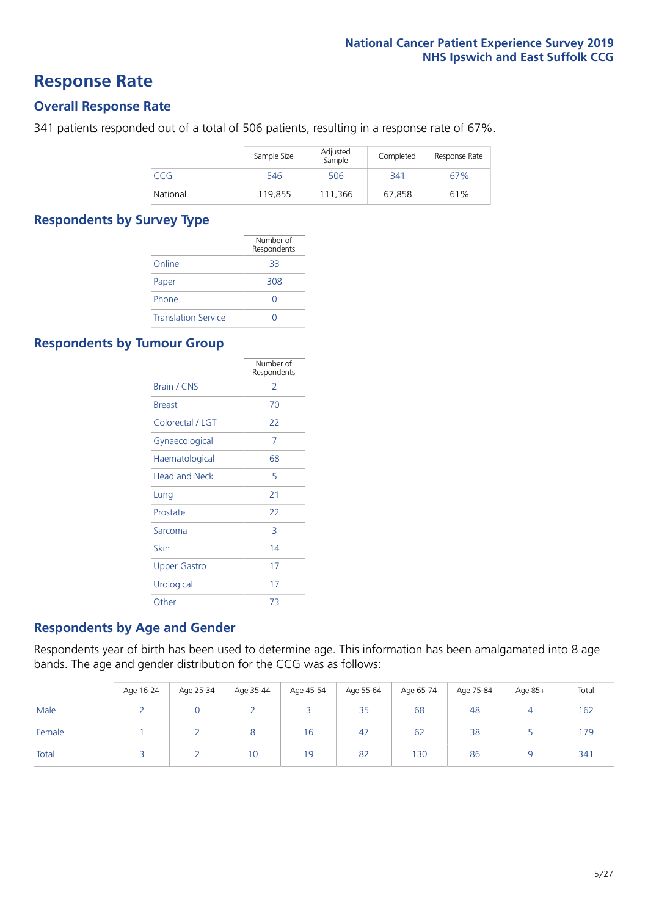# Response Rate

## Overall Response Rate

341 patients responded out of a total of 506 patients, resulting in a response rate of 67%.

| | Sample Size | Adjusted Sample | Completed | Response Rate |
|---|---|---|---|---|
| CCG | 546 | 506 | 341 | 67% |
| National | 119,855 | 111,366 | 67,858 | 61% |

## Respondents by Survey Type

| | Number of Respondents |
|---|---|
| Online | 33 |
| Paper | 308 |
| Phone | 0 |
| Translation Service | 0 |

## Respondents by Tumour Group

| | Number of Respondents |
|---|---|
| Brain / CNS | 2 |
| Breast | 70 |
| Colorectal / LGT | 22 |
| Gynaecological | 7 |
| Haematological | 68 |
| Head and Neck | 5 |
| Lung | 21 |
| Prostate | 22 |
| Sarcoma | 3 |
| Skin | 14 |
| Upper Gastro | 17 |
| Urological | 17 |
| Other | 73 |

## Respondents by Age and Gender

Respondents year of birth has been used to determine age. This information has been amalgamated into 8 age bands. The age and gender distribution for the CCG was as follows:

| | Age 16-24 | Age 25-34 | Age 35-44 | Age 45-54 | Age 55-64 | Age 65-74 | Age 75-84 | Age 85+ | Total |
|---|---|---|---|---|---|---|---|---|---|
| Male | 2 | 0 | 2 | 3 | 35 | 68 | 48 | 4 | 162 |
| Female | 1 | 2 | 8 | 16 | 47 | 62 | 38 | 5 | 179 |
| Total | 3 | 2 | 10 | 19 | 82 | 130 | 86 | 9 | 341 |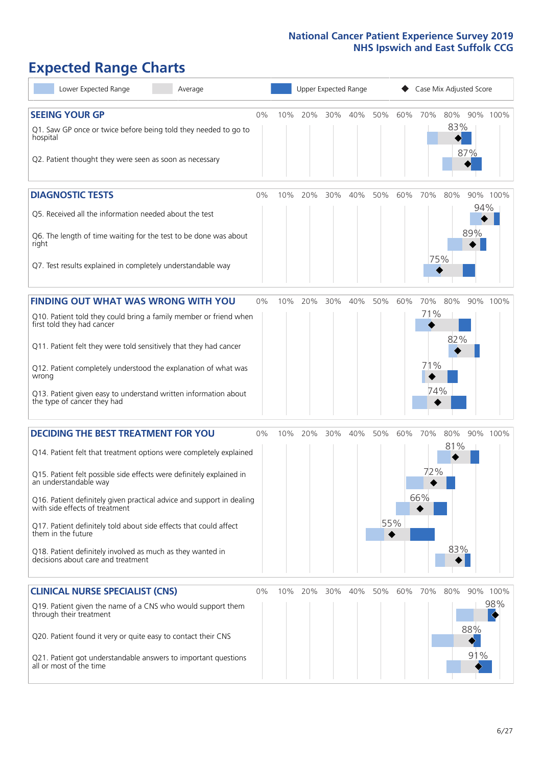National Cancer Patient Experience Survey 2019
NHS Ipswich and East Suffolk CCG

# Expected Range Charts

Lower Expected Range | Average | Upper Expected Range | Case Mix Adjusted Score

## SEEING YOUR GP

0% 10% 20% 30% 40% 50% 60% 70% 80% 90% 100%

Q1. Saw GP once or twice before being told they needed to go to hospital
83%

Q2. Patient thought they were seen as soon as necessary
87%

## DIAGNOSTIC TESTS

0% 10% 20% 30% 40% 50% 60% 70% 80% 90% 100%

Q5. Received all the information needed about the test
94%

Q6. The length of time waiting for the test to be done was about right
89%

Q7. Test results explained in completely understandable way
75%

## FINDING OUT WHAT WAS WRONG WITH YOU

0% 10% 20% 30% 40% 50% 60% 70% 80% 90% 100%

Q10. Patient told they could bring a family member or friend when first told they had cancer
71%

Q11. Patient felt they were told sensitively that they had cancer
82%

Q12. Patient completely understood the explanation of what was wrong
71%

Q13. Patient given easy to understand written information about the type of cancer they had
74%

## DECIDING THE BEST TREATMENT FOR YOU

0% 10% 20% 30% 40% 50% 60% 70% 80% 90% 100%

Q14. Patient felt that treatment options were completely explained
81%

Q15. Patient felt possible side effects were definitely explained in an understandable way
72%

Q16. Patient definitely given practical advice and support in dealing with side effects of treatment
66%

Q17. Patient definitely told about side effects that could affect them in the future
55%

Q18. Patient definitely involved as much as they wanted in decisions about care and treatment
83%

## CLINICAL NURSE SPECIALIST (CNS)

0% 10% 20% 30% 40% 50% 60% 70% 80% 90% 100%

Q19. Patient given the name of a CNS who would support them through their treatment
98%

Q20. Patient found it very or quite easy to contact their CNS
88%

Q21. Patient got understandable answers to important questions all or most of the time
91%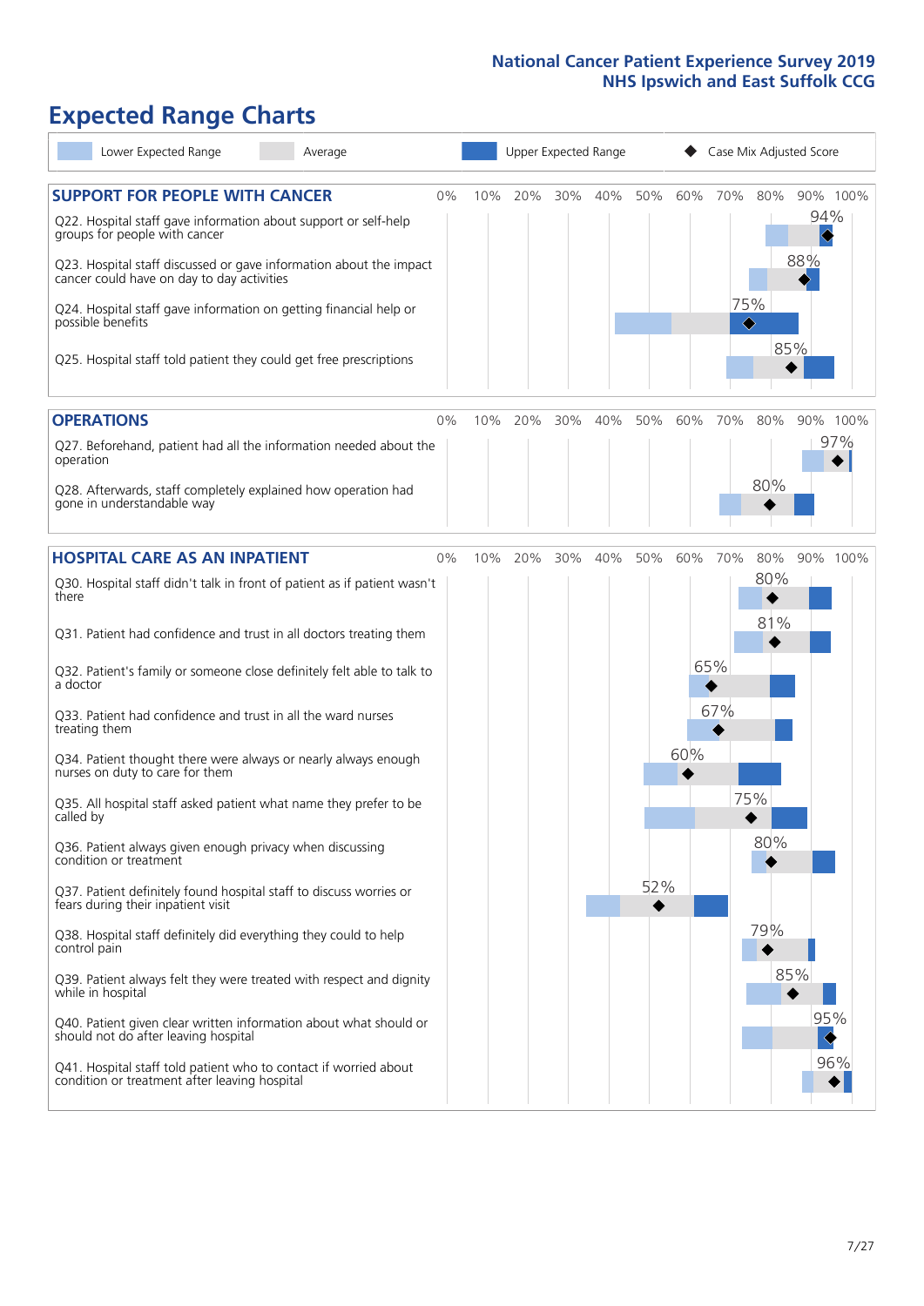# Expected Range Charts

Lower Expected Range | Average | Upper Expected Range | Case Mix Adjusted Score

## SUPPORT FOR PEOPLE WITH CANCER

0% 10% 20% 30% 40% 50% 60% 70% 80% 90% 100%

Q22. Hospital staff gave information about support or self-help groups for people with cancer
94%

Q23. Hospital staff discussed or gave information about the impact cancer could have on day to day activities
88%

Q24. Hospital staff gave information on getting financial help or possible benefits
75%

Q25. Hospital staff told patient they could get free prescriptions
85%

## OPERATIONS

0% 10% 20% 30% 40% 50% 60% 70% 80% 90% 100%

Q27. Beforehand, patient had all the information needed about the operation
97%

Q28. Afterwards, staff completely explained how operation had gone in understandable way
80%

## HOSPITAL CARE AS AN INPATIENT

0% 10% 20% 30% 40% 50% 60% 70% 80% 90% 100%

Q30. Hospital staff didn't talk in front of patient as if patient wasn't there
80%

Q31. Patient had confidence and trust in all doctors treating them
81%

Q32. Patient's family or someone close definitely felt able to talk to a doctor
65%

Q33. Patient had confidence and trust in all the ward nurses treating them
67%

Q34. Patient thought there were always or nearly always enough nurses on duty to care for them
60%

Q35. All hospital staff asked patient what name they prefer to be called by
75%

Q36. Patient always given enough privacy when discussing condition or treatment
80%

Q37. Patient definitely found hospital staff to discuss worries or fears during their inpatient visit
52%

Q38. Hospital staff definitely did everything they could to help control pain
79%

Q39. Patient always felt they were treated with respect and dignity while in hospital
85%

Q40. Patient given clear written information about what should or should not do after leaving hospital
95%

Q41. Hospital staff told patient who to contact if worried about condition or treatment after leaving hospital
96%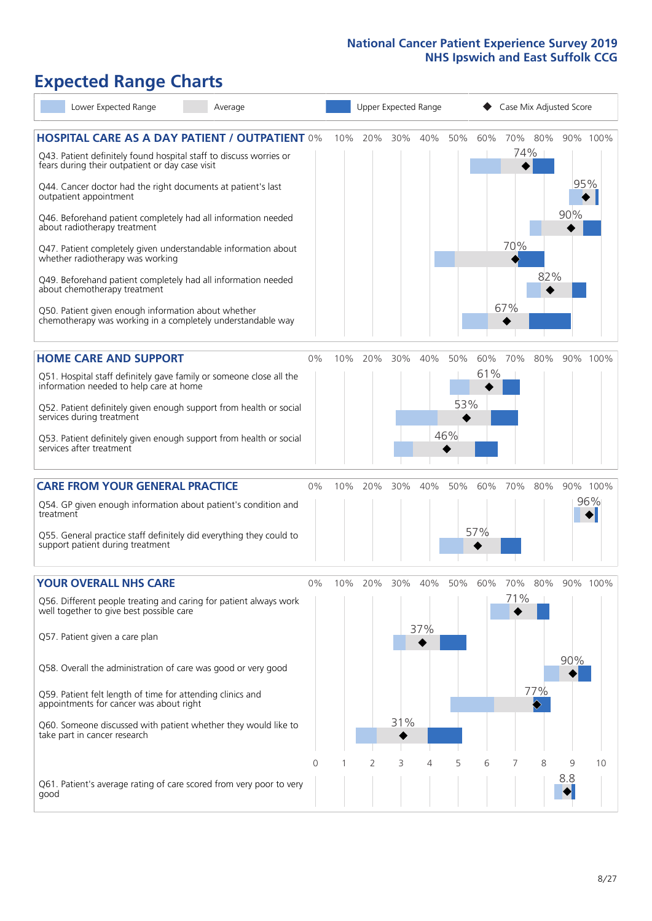National Cancer Patient Experience Survey 2019
NHS Ipswich and East Suffolk CCG

# Expected Range Charts

Lower Expected Range | Average | Upper Expected Range | Case Mix Adjusted Score

## HOSPITAL CARE AS A DAY PATIENT / OUTPATIENT

0% 10% 20% 30% 40% 50% 60% 70% 80% 90% 100%

Q43. Patient definitely found hospital staff to discuss worries or fears during their outpatient or day case visit
74%

Q44. Cancer doctor had the right documents at patient's last outpatient appointment
95%

Q46. Beforehand patient completely had all information needed about radiotherapy treatment
90%

Q47. Patient completely given understandable information about whether radiotherapy treatment was working
70%

Q49. Beforehand patient completely had all information needed about chemotherapy treatment
82%

Q50. Patient given enough information about whether chemotherapy was working in a completely understandable way
67%

## HOME CARE AND SUPPORT

0% 10% 20% 30% 40% 50% 60% 70% 80% 90% 100%

Q51. Hospital staff definitely gave family or someone close all the information needed to help care at home
61%

Q52. Patient definitely given enough support from health or social services during treatment
53%

Q53. Patient definitely given enough support from health or social services after treatment
46%

## CARE FROM YOUR GENERAL PRACTICE

0% 10% 20% 30% 40% 50% 60% 70% 80% 90% 100%

Q54. GP given enough information about patient's condition and treatment
96%

Q55. General practice staff definitely did everything they could to support patient during treatment
57%

## YOUR OVERALL NHS CARE

0% 10% 20% 30% 40% 50% 60% 70% 80% 90% 100%

Q56. Different people treating and caring for patient always work well together to give best possible care
71%

Q57. Patient given a care plan
37%

Q58. Overall the administration of care was good or very good
90%

Q59. Patient felt length of time for attending clinics and appointments for cancer was about right
77%

Q60. Someone discussed with patient whether they would like to take part in cancer research
31%

0 1 2 3 4 5 6 7 8 9 10

Q61. Patient's average rating of care scored from very poor to very good
8.8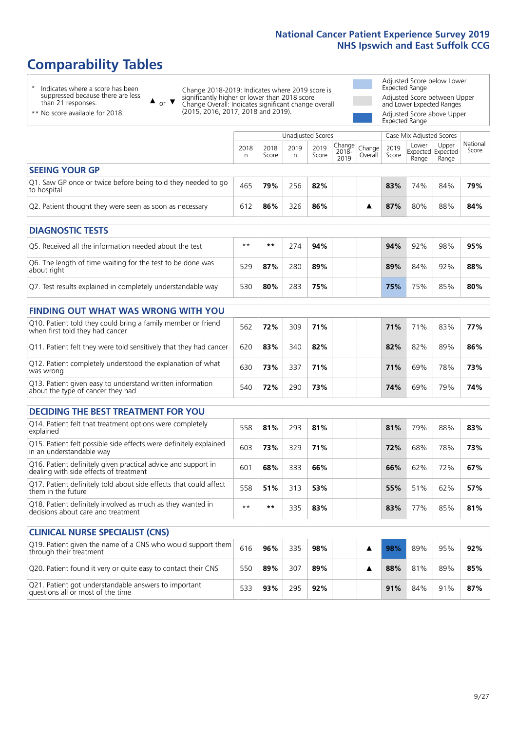# Comparability Tables

\* Indicates where a score has been suppressed because there are less than 21 responses.

** No score available for 2018.

▲ or ▼ Change 2018-2019: Indicates where 2019 score is significantly higher or lower than 2018 score. Change Overall: Indicates significant change overall (2015, 2016, 2017, 2018 and 2019).

Adjusted Score below Lower Expected Range

Adjusted Score between Upper and Lower Expected Ranges

Adjusted Score above Upper Expected Range

| | Unadjusted Scores | | | | | | Case Mix Adjusted Scores | | | |
|---|---|---|---|---|---|---|---|---|---|---|
| | 2018 n | 2018 Score | 2019 n | 2019 Score | Change 2018-2019 | Change Overall | 2019 Score | Lower Expected Range | Upper Expected Range | National Score |
| **SEEING YOUR GP** | | | | | | | | | | |
| Q1. Saw GP once or twice before being told they needed to go to hospital | 465 | **79%** | 256 | **82%** | | | **83%** | 74% | 84% | **79%** |
| Q2. Patient thought they were seen as soon as necessary | 612 | **86%** | 326 | **86%** | | ▲ | **87%** | 80% | 88% | **84%** |
| **DIAGNOSTIC TESTS** | | | | | | | | | | |
| Q5. Received all the information needed about the test | ** | ** | 274 | **94%** | | | **94%** | 92% | 98% | **95%** |
| Q6. The length of time waiting for the test to be done was about right | 529 | **87%** | 280 | **89%** | | | **89%** | 84% | 92% | **88%** |
| Q7. Test results explained in completely understandable way | 530 | **80%** | 283 | **75%** | | | **75%** | 75% | 85% | **80%** |
| **FINDING OUT WHAT WAS WRONG WITH YOU** | | | | | | | | | | |
| Q10. Patient told they could bring a family member or friend when first told they had cancer | 562 | **72%** | 309 | **71%** | | | **71%** | 71% | 83% | **77%** |
| Q11. Patient felt they were told sensitively that they had cancer | 620 | **83%** | 340 | **82%** | | | **82%** | 82% | 89% | **86%** |
| Q12. Patient completely understood the explanation of what was wrong | 630 | **73%** | 337 | **71%** | | | **71%** | 69% | 78% | **73%** |
| Q13. Patient given easy to understand written information about the type of cancer they had | 540 | **72%** | 290 | **73%** | | | **74%** | 69% | 79% | **74%** |
| **DECIDING THE BEST TREATMENT FOR YOU** | | | | | | | | | | |
| Q14. Patient felt that treatment options were completely explained | 558 | **81%** | 293 | **81%** | | | **81%** | 79% | 88% | **83%** |
| Q15. Patient felt possible side effects were definitely explained in an understandable way | 603 | **73%** | 329 | **71%** | | | **72%** | 68% | 78% | **73%** |
| Q16. Patient definitely given practical advice and support in dealing with side effects of treatment | 601 | **68%** | 333 | **66%** | | | **66%** | 62% | 72% | **67%** |
| Q17. Patient definitely told about side effects that could affect them in the future | 558 | **51%** | 313 | **53%** | | | **55%** | 51% | 62% | **57%** |
| Q18. Patient definitely involved as much as they wanted in decisions about care and treatment | ** | ** | 335 | **83%** | | | **83%** | 77% | 85% | **81%** |
| **CLINICAL NURSE SPECIALIST (CNS)** | | | | | | | | | | |
| Q19. Patient given the name of a CNS who would support them through their treatment | 616 | **96%** | 335 | **98%** | | ▲ | **98%** | 89% | 95% | **92%** |
| Q20. Patient found it very or quite easy to contact their CNS | 550 | **89%** | 307 | **89%** | | ▲ | **88%** | 81% | 89% | **85%** |
| Q21. Patient got understandable answers to important questions all or most of the time | 533 | **93%** | 295 | **92%** | | | **91%** | 84% | 91% | **87%** |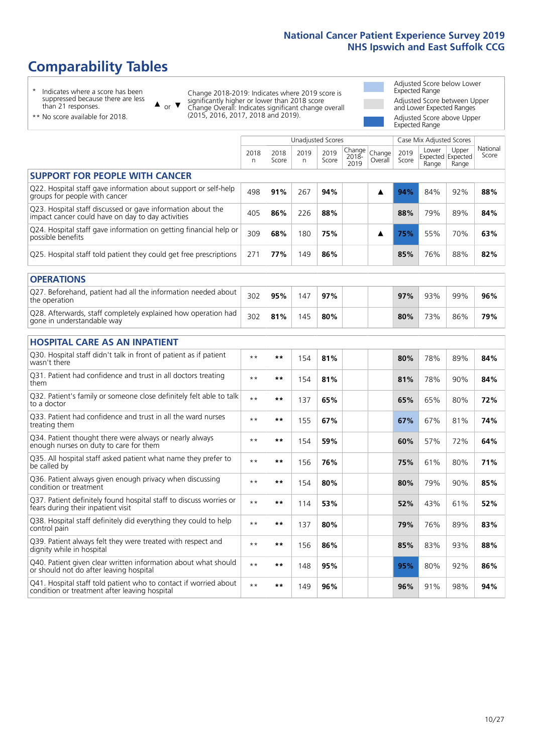# Comparability Tables

\* Indicates where a score has been suppressed because there are less than 21 responses.

\*\* No score available for 2018.

▲ or ▼ Change 2018-2019: Indicates where 2019 score is significantly higher or lower than 2018 score. Change Overall: Indicates significant change overall (2015, 2016, 2017, 2018 and 2019).

Adjusted Score below Lower Expected Range

Adjusted Score between Upper and Lower Expected Ranges

Adjusted Score above Upper Expected Range

| | Unadjusted Scores | | | | | | Case Mix Adjusted Scores | | | |
|---|---|---|---|---|---|---|---|---|---|---|
| | 2018 n | 2018 Score | 2019 n | 2019 Score | Change 2018-2019 | Change Overall | 2019 Score | Lower Expected Range | Upper Expected Range | National Score |
| **SUPPORT FOR PEOPLE WITH CANCER** | | | | | | | | | | |
| Q22. Hospital staff gave information about support or self-help groups for people with cancer | 498 | 91% | 267 | 94% | | ▲ | 94% | 84% | 92% | 88% |
| Q23. Hospital staff discussed or gave information about the impact cancer could have on day to day activities | 405 | 86% | 226 | 88% | | | 88% | 79% | 89% | 84% |
| Q24. Hospital staff gave information on getting financial help or possible benefits | 309 | 68% | 180 | 75% | | ▲ | 75% | 55% | 70% | 63% |
| Q25. Hospital staff told patient they could get free prescriptions | 271 | 77% | 149 | 86% | | | 85% | 76% | 88% | 82% |
| **OPERATIONS** | | | | | | | | | | |
| Q27. Beforehand, patient had all the information needed about the operation | 302 | 95% | 147 | 97% | | | 97% | 93% | 99% | 96% |
| Q28. Afterwards, staff completely explained how operation had gone in understandable way | 302 | 81% | 145 | 80% | | | 80% | 73% | 86% | 79% |
| **HOSPITAL CARE AS AN INPATIENT** | | | | | | | | | | |
| Q30. Hospital staff didn't talk in front of patient as if patient wasn't there | ** | ** | 154 | 81% | | | 80% | 78% | 89% | 84% |
| Q31. Patient had confidence and trust in all doctors treating them | ** | ** | 154 | 81% | | | 81% | 78% | 90% | 84% |
| Q32. Patient's family or someone close definitely felt able to talk to a doctor | ** | ** | 137 | 65% | | | 65% | 65% | 80% | 72% |
| Q33. Patient had confidence and trust in all the ward nurses treating them | ** | ** | 155 | 67% | | | 67% | 67% | 81% | 74% |
| Q34. Patient thought there were always or nearly always enough nurses on duty to care for them | ** | ** | 154 | 59% | | | 60% | 57% | 72% | 64% |
| Q35. All hospital staff asked patient what name they prefer to be called by | ** | ** | 156 | 76% | | | 75% | 61% | 80% | 71% |
| Q36. Patient always given enough privacy when discussing condition or treatment | ** | ** | 154 | 80% | | | 80% | 79% | 90% | 85% |
| Q37. Patient definitely found hospital staff to discuss worries or fears during their inpatient visit | ** | ** | 114 | 53% | | | 52% | 43% | 61% | 52% |
| Q38. Hospital staff definitely did everything they could to help control pain | ** | ** | 137 | 80% | | | 79% | 76% | 89% | 83% |
| Q39. Patient always felt they were treated with respect and dignity while in hospital | ** | ** | 156 | 86% | | | 85% | 83% | 93% | 88% |
| Q40. Patient given clear written information about what should or should not do after leaving hospital | ** | ** | 148 | 95% | | | 95% | 80% | 92% | 86% |
| Q41. Hospital staff told patient who to contact if worried about condition or treatment after leaving hospital | ** | ** | 149 | 96% | | | 96% | 91% | 98% | 94% |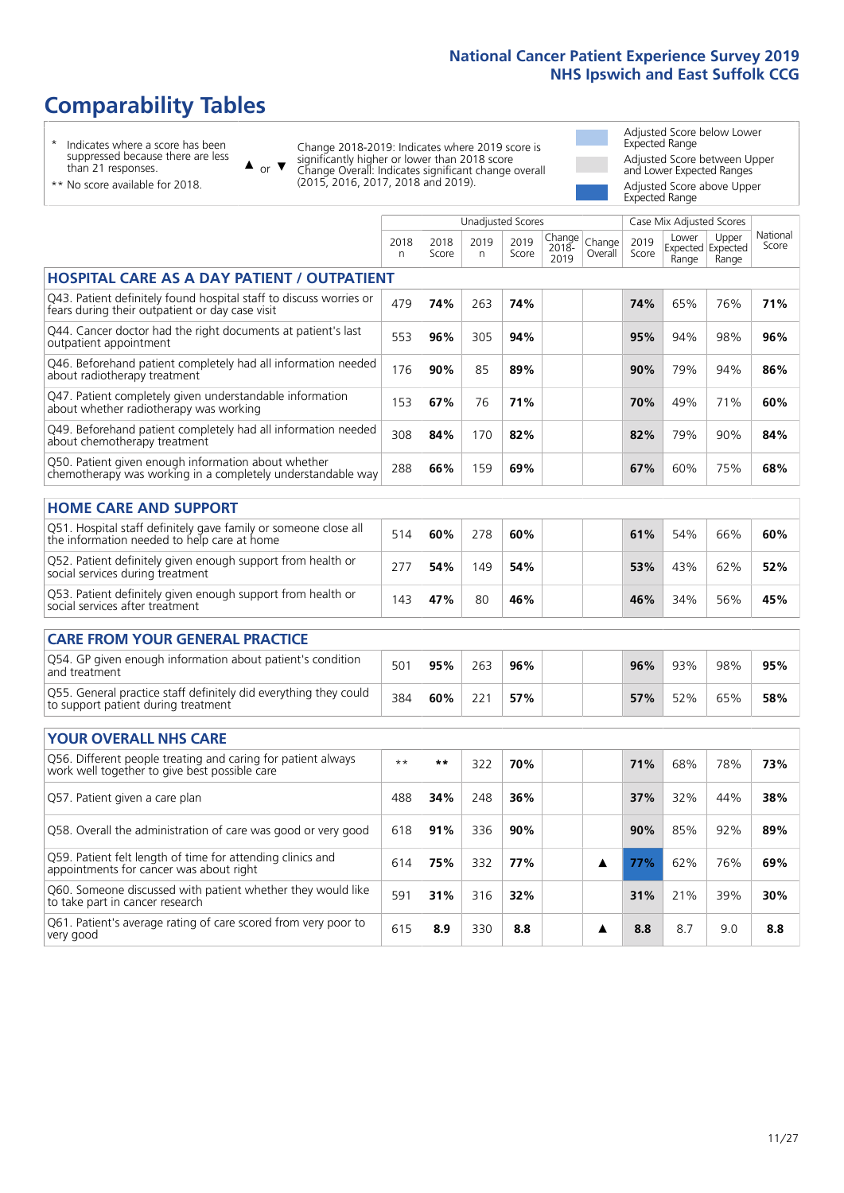# Comparability Tables

\* Indicates where a score has been suppressed because there are less than 21 responses.

\*\* No score available for 2018.

▲ or ▼ Change 2018-2019: Indicates where 2019 score is significantly higher or lower than 2018 score. Change Overall: Indicates significant change overall (2015, 2016, 2017, 2018 and 2019).

Adjusted Score below Lower Expected Range

Adjusted Score between Upper and Lower Expected Ranges

Adjusted Score above Upper Expected Range

| | Unadjusted Scores | | | | | | Case Mix Adjusted Scores | | | |
|---|---|---|---|---|---|---|---|---|---|---|
| | 2018 n | 2018 Score | 2019 n | 2019 Score | Change 2018-2019 | Change Overall | 2019 Score | Lower Expected Range | Upper Expected Range | National Score |
| **HOSPITAL CARE AS A DAY PATIENT / OUTPATIENT** | | | | | | | | | | |
| Q43. Patient definitely found hospital staff to discuss worries or fears during their outpatient or day case visit | 479 | **74%** | 263 | **74%** | | | **74%** | 65% | 76% | **71%** |
| Q44. Cancer doctor had the right documents at patient's last outpatient appointment | 553 | **96%** | 305 | **94%** | | | **95%** | 94% | 98% | **96%** |
| Q46. Beforehand patient completely had all information needed about radiotherapy treatment | 176 | **90%** | 85 | **89%** | | | **90%** | 79% | 94% | **86%** |
| Q47. Patient completely given understandable information about whether radiotherapy was working | 153 | **67%** | 76 | **71%** | | | **70%** | 49% | 71% | **60%** |
| Q49. Beforehand patient completely had all information needed about chemotherapy treatment | 308 | **84%** | 170 | **82%** | | | **82%** | 79% | 90% | **84%** |
| Q50. Patient given enough information about whether chemotherapy was working in a completely understandable way | 288 | **66%** | 159 | **69%** | | | **67%** | 60% | 75% | **68%** |
| **HOME CARE AND SUPPORT** | | | | | | | | | | |
| Q51. Hospital staff definitely gave family or someone close all the information needed to help care at home | 514 | **60%** | 278 | **60%** | | | **61%** | 54% | 66% | **60%** |
| Q52. Patient definitely given enough support from health or social services during treatment | 277 | **54%** | 149 | **54%** | | | **53%** | 43% | 62% | **52%** |
| Q53. Patient definitely given enough support from health or social services after treatment | 143 | **47%** | 80 | **46%** | | | **46%** | 34% | 56% | **45%** |
| **CARE FROM YOUR GENERAL PRACTICE** | | | | | | | | | | |
| Q54. GP given enough information about patient's condition and treatment | 501 | **95%** | 263 | **96%** | | | **96%** | 93% | 98% | **95%** |
| Q55. General practice staff definitely did everything they could to support patient during treatment | 384 | **60%** | 221 | **57%** | | | **57%** | 52% | 65% | **58%** |
| **YOUR OVERALL NHS CARE** | | | | | | | | | | |
| Q56. Different people treating and caring for patient always work well together to give best possible care | \*\* | **\*\*** | 322 | **70%** | | | **71%** | 68% | 78% | **73%** |
| Q57. Patient given a care plan | 488 | **34%** | 248 | **36%** | | | **37%** | 32% | 44% | **38%** |
| Q58. Overall the administration of care was good or very good | 618 | **91%** | 336 | **90%** | | | **90%** | 85% | 92% | **89%** |
| Q59. Patient felt length of time for attending clinics and appointments for cancer was about right | 614 | **75%** | 332 | **77%** | | ▲ | **77%** | 62% | 76% | **69%** |
| Q60. Someone discussed with patient whether they would like to take part in cancer research | 591 | **31%** | 316 | **32%** | | | **31%** | 21% | 39% | **30%** |
| Q61. Patient's average rating of care scored from very poor to very good | 615 | **8.9** | 330 | **8.8** | | ▲ | **8.8** | 8.7 | 9.0 | **8.8** |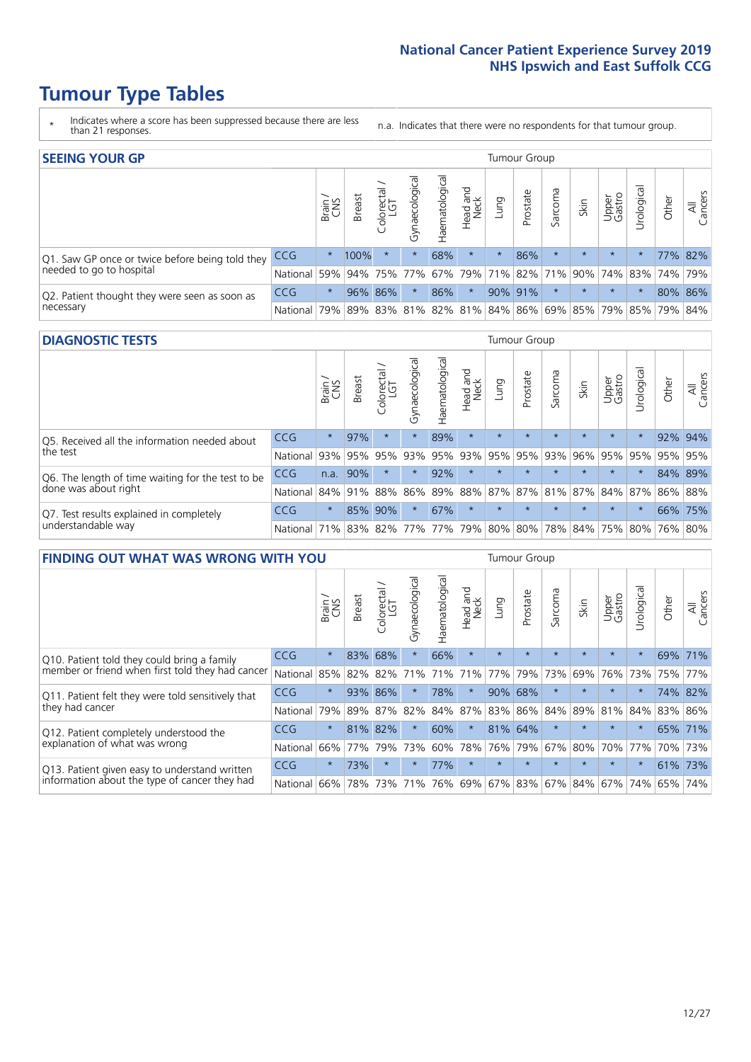# Tumour Type Tables

\* Indicates where a score has been suppressed because there are less than 21 responses.

n.a. Indicates that there were no respondents for that tumour group.

## SEEING YOUR GP

| | | Brain / CNS | Breast | Colorectal / LGT | Gynaecological | Haematological | Head and Neck | Lung | Prostate | Sarcoma | Skin | Upper Gastro | Urological | Other | All Cancers |
|---|---|---|---|---|---|---|---|---|---|---|---|---|---|---|---|
| Q1. Saw GP once or twice before being told they needed to go to hospital | CCG | * | 100% | * | * | 68% | * | * | 86% | * | * | * | * | 77% | 82% |
| | National | 59% | 94% | 75% | 77% | 67% | 79% | 71% | 82% | 71% | 90% | 74% | 83% | 74% | 79% |
| Q2. Patient thought they were seen as soon as necessary | CCG | * | 96% | 86% | * | 86% | * | 90% | 91% | * | * | * | * | 80% | 86% |
| | National | 79% | 89% | 83% | 81% | 82% | 81% | 84% | 86% | 69% | 85% | 79% | 85% | 79% | 84% |

## DIAGNOSTIC TESTS

| | | Brain / CNS | Breast | Colorectal / LGT | Gynaecological | Haematological | Head and Neck | Lung | Prostate | Sarcoma | Skin | Upper Gastro | Urological | Other | All Cancers |
|---|---|---|---|---|---|---|---|---|---|---|---|---|---|---|---|
| Q5. Received all the information needed about the test | CCG | * | 97% | * | * | 89% | * | * | * | * | * | * | * | 92% | 94% |
| | National | 93% | 95% | 95% | 93% | 95% | 93% | 95% | 95% | 93% | 96% | 95% | 95% | 95% | 95% |
| Q6. The length of time waiting for the test to be done was about right | CCG | n.a. | 90% | * | * | 92% | * | * | * | * | * | * | * | 84% | 89% |
| | National | 84% | 91% | 88% | 86% | 89% | 88% | 87% | 87% | 81% | 87% | 84% | 87% | 86% | 88% |
| Q7. Test results explained in completely understandable way | CCG | * | 85% | 90% | * | 67% | * | * | * | * | * | * | * | 66% | 75% |
| | National | 71% | 83% | 82% | 77% | 77% | 79% | 80% | 80% | 78% | 84% | 75% | 80% | 76% | 80% |

## FINDING OUT WHAT WAS WRONG WITH YOU

| | | Brain / CNS | Breast | Colorectal / LGT | Gynaecological | Haematological | Head and Neck | Lung | Prostate | Sarcoma | Skin | Upper Gastro | Urological | Other | All Cancers |
|---|---|---|---|---|---|---|---|---|---|---|---|---|---|---|---|
| Q10. Patient told they could bring a family member or friend when first told they had cancer | CCG | * | 83% | 68% | * | 66% | * | * | * | * | * | * | * | 69% | 71% |
| | National | 85% | 82% | 82% | 71% | 71% | 71% | 77% | 79% | 73% | 69% | 76% | 73% | 75% | 77% |
| Q11. Patient felt they were told sensitively that they had cancer | CCG | * | 93% | 86% | * | 78% | * | 90% | 68% | * | * | * | * | 74% | 82% |
| | National | 79% | 89% | 87% | 82% | 84% | 87% | 83% | 86% | 84% | 89% | 81% | 84% | 83% | 86% |
| Q12. Patient completely understood the explanation of what was wrong | CCG | * | 81% | 82% | * | 60% | * | 81% | 64% | * | * | * | * | 65% | 71% |
| | National | 66% | 77% | 79% | 73% | 60% | 78% | 76% | 79% | 67% | 80% | 70% | 77% | 70% | 73% |
| Q13. Patient given easy to understand written information about the type of cancer they had | CCG | * | 73% | * | * | 77% | * | * | * | * | * | * | * | 61% | 73% |
| | National | 66% | 78% | 73% | 71% | 76% | 69% | 67% | 83% | 67% | 84% | 67% | 74% | 65% | 74% |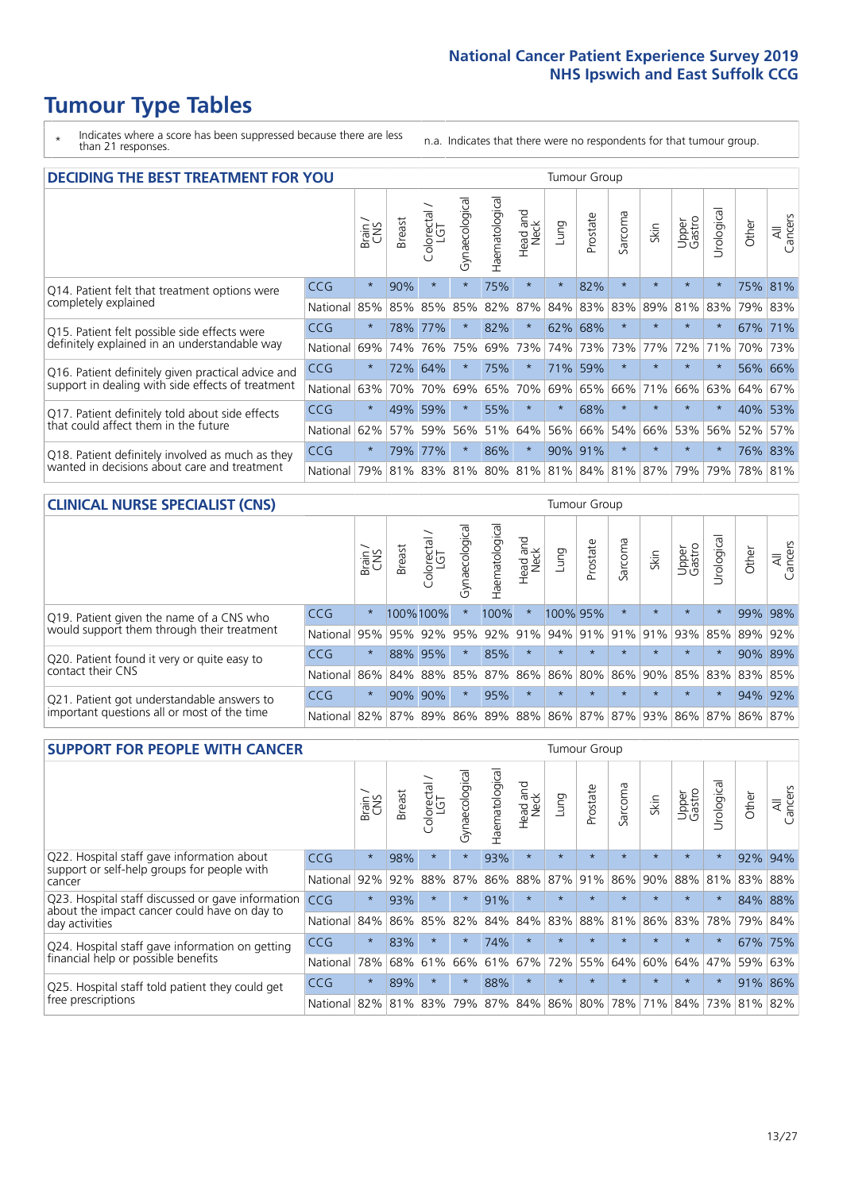# Tumour Type Tables

\* Indicates where a score has been suppressed because there are less than 21 responses.

n.a. Indicates that there were no respondents for that tumour group.

## DECIDING THE BEST TREATMENT FOR YOU

| | | Brain / CNS | Breast | Colorectal / LGT | Gynaecological | Haematological | Head and Neck | Lung | Prostate | Sarcoma | Skin | Upper Gastro | Urological | Other | All Cancers |
|---|---|---|---|---|---|---|---|---|---|---|---|---|---|---|---|
| Q14. Patient felt that treatment options were completely explained | CCG | * | 90% | * | * | 75% | * | * | 82% | * | * | * | * | 75% | 81% |
| | National | 85% | 85% | 85% | 85% | 82% | 87% | 84% | 83% | 83% | 89% | 81% | 83% | 79% | 83% |
| Q15. Patient felt possible side effects were definitely explained in an understandable way | CCG | * | 78% | 77% | * | 82% | * | 62% | 68% | * | * | * | * | 67% | 71% |
| | National | 69% | 74% | 76% | 75% | 69% | 73% | 74% | 73% | 73% | 77% | 72% | 71% | 70% | 73% |
| Q16. Patient definitely given practical advice and support in dealing with side effects of treatment | CCG | * | 72% | 64% | * | 75% | * | 71% | 59% | * | * | * | * | 56% | 66% |
| | National | 63% | 70% | 70% | 69% | 65% | 70% | 69% | 65% | 66% | 71% | 66% | 63% | 64% | 67% |
| Q17. Patient definitely told about side effects that could affect them in the future | CCG | * | 49% | 59% | * | 55% | * | * | 68% | * | * | * | * | 40% | 53% |
| | National | 62% | 57% | 59% | 56% | 51% | 64% | 56% | 66% | 54% | 66% | 53% | 56% | 52% | 57% |
| Q18. Patient definitely involved as much as they wanted in decisions about care and treatment | CCG | * | 79% | 77% | * | 86% | * | 90% | 91% | * | * | * | * | 76% | 83% |
| | National | 79% | 81% | 83% | 81% | 80% | 81% | 81% | 84% | 81% | 87% | 79% | 79% | 78% | 81% |

## CLINICAL NURSE SPECIALIST (CNS)

| | | Brain / CNS | Breast | Colorectal / LGT | Gynaecological | Haematological | Head and Neck | Lung | Prostate | Sarcoma | Skin | Upper Gastro | Urological | Other | All Cancers |
|---|---|---|---|---|---|---|---|---|---|---|---|---|---|---|---|
| Q19. Patient given the name of a CNS who would support them through their treatment | CCG | * | 100% | 100% | * | 100% | * | 100% | 95% | * | * | * | * | 99% | 98% |
| | National | 95% | 95% | 92% | 95% | 92% | 91% | 94% | 91% | 91% | 91% | 93% | 85% | 89% | 92% |
| Q20. Patient found it very or quite easy to contact their CNS | CCG | * | 88% | 95% | * | 85% | * | * | * | * | * | * | * | 90% | 89% |
| | National | 86% | 84% | 88% | 85% | 87% | 86% | 86% | 80% | 86% | 90% | 85% | 83% | 83% | 85% |
| Q21. Patient got understandable answers to important questions all or most of the time | CCG | * | 90% | 90% | * | 95% | * | * | * | * | * | * | * | 94% | 92% |
| | National | 82% | 87% | 89% | 86% | 89% | 88% | 86% | 87% | 87% | 93% | 86% | 87% | 86% | 87% |

## SUPPORT FOR PEOPLE WITH CANCER

| | | Brain / CNS | Breast | Colorectal / LGT | Gynaecological | Haematological | Head and Neck | Lung | Prostate | Sarcoma | Skin | Upper Gastro | Urological | Other | All Cancers |
|---|---|---|---|---|---|---|---|---|---|---|---|---|---|---|---|
| Q22. Hospital staff gave information about support or self-help groups for people with cancer | CCG | * | 98% | * | * | 93% | * | * | * | * | * | * | * | 92% | 94% |
| | National | 92% | 92% | 88% | 87% | 86% | 88% | 87% | 91% | 86% | 90% | 88% | 81% | 83% | 88% |
| Q23. Hospital staff discussed or gave information about the impact cancer could have on day to day activities | CCG | * | 93% | * | * | 91% | * | * | * | * | * | * | * | 84% | 88% |
| | National | 84% | 86% | 85% | 82% | 84% | 84% | 83% | 88% | 81% | 86% | 83% | 78% | 79% | 84% |
| Q24. Hospital staff gave information on getting financial help or possible benefits | CCG | * | 83% | * | * | 74% | * | * | * | * | * | * | * | 67% | 75% |
| | National | 78% | 68% | 61% | 66% | 61% | 67% | 72% | 55% | 64% | 60% | 64% | 47% | 59% | 63% |
| Q25. Hospital staff told patient they could get free prescriptions | CCG | * | 89% | * | * | 88% | * | * | * | * | * | * | * | 91% | 86% |
| | National | 82% | 81% | 83% | 79% | 87% | 84% | 86% | 80% | 78% | 71% | 84% | 73% | 81% | 82% |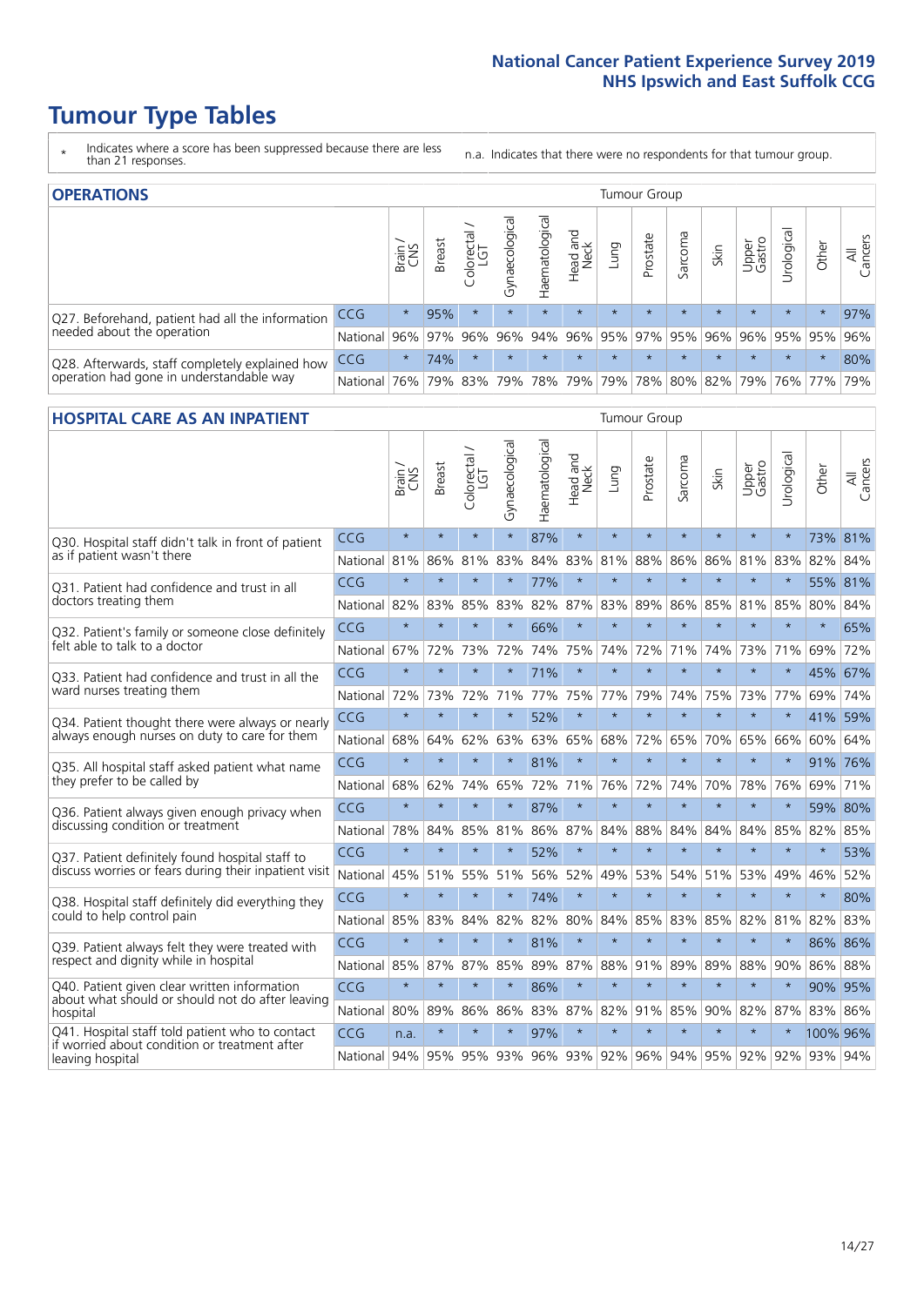# Tumour Type Tables

\* Indicates where a score has been suppressed because there are less than 21 responses.

n.a. Indicates that there were no respondents for that tumour group.

## OPERATIONS

| | | Brain / CNS | Breast | Colorectal / LGT | Gynaecological | Haematological | Head and Neck | Lung | Prostate | Sarcoma | Skin | Upper Gastro | Urological | Other | All Cancers |
|---|---|---|---|---|---|---|---|---|---|---|---|---|---|---|---|
| Q27. Beforehand, patient had all the information needed about the operation | CCG | * | 95% | * | * | * | * | * | * | * | * | * | * | * | 97% |
| | National | 96% | 97% | 96% | 96% | 94% | 96% | 95% | 97% | 95% | 96% | 96% | 95% | 95% | 96% |
| Q28. Afterwards, staff completely explained how operation had gone in understandable way | CCG | * | 74% | * | * | * | * | * | * | * | * | * | * | * | 80% |
| | National | 76% | 79% | 83% | 79% | 78% | 79% | 79% | 78% | 80% | 82% | 79% | 76% | 77% | 79% |

## HOSPITAL CARE AS AN INPATIENT

| | | Brain / CNS | Breast | Colorectal / LGT | Gynaecological | Haematological | Head and Neck | Lung | Prostate | Sarcoma | Skin | Upper Gastro | Urological | Other | All Cancers |
|---|---|---|---|---|---|---|---|---|---|---|---|---|---|---|---|
| Q30. Hospital staff didn't talk in front of patient as if patient wasn't there | CCG | * | * | * | * | 87% | * | * | * | * | * | * | * | 73% | 81% |
| | National | 81% | 86% | 81% | 83% | 84% | 83% | 81% | 88% | 86% | 86% | 81% | 83% | 82% | 84% |
| Q31. Patient had confidence and trust in all doctors treating them | CCG | * | * | * | * | 77% | * | * | * | * | * | * | * | 55% | 81% |
| | National | 82% | 83% | 85% | 83% | 82% | 87% | 83% | 89% | 86% | 85% | 81% | 85% | 80% | 84% |
| Q32. Patient's family or someone close definitely felt able to talk to a doctor | CCG | * | * | * | * | 66% | * | * | * | * | * | * | * | * | 65% |
| | National | 67% | 72% | 73% | 72% | 74% | 75% | 74% | 72% | 71% | 74% | 73% | 71% | 69% | 72% |
| Q33. Patient had confidence and trust in all the ward nurses treating them | CCG | * | * | * | * | 71% | * | * | * | * | * | * | * | 45% | 67% |
| | National | 72% | 73% | 72% | 71% | 77% | 75% | 77% | 79% | 74% | 75% | 73% | 77% | 69% | 74% |
| Q34. Patient thought there were always or nearly always enough nurses on duty to care for them | CCG | * | * | * | * | 52% | * | * | * | * | * | * | * | 41% | 59% |
| | National | 68% | 64% | 62% | 63% | 63% | 65% | 68% | 72% | 65% | 70% | 65% | 66% | 60% | 64% |
| Q35. All hospital staff asked patient what name they prefer to be called by | CCG | * | * | * | * | 81% | * | * | * | * | * | * | * | 91% | 76% |
| | National | 68% | 62% | 74% | 65% | 72% | 71% | 76% | 72% | 74% | 70% | 78% | 76% | 69% | 71% |
| Q36. Patient always given enough privacy when discussing condition or treatment | CCG | * | * | * | * | 87% | * | * | * | * | * | * | * | 59% | 80% |
| | National | 78% | 84% | 85% | 81% | 86% | 87% | 84% | 88% | 84% | 84% | 84% | 85% | 82% | 85% |
| Q37. Patient definitely found hospital staff to discuss worries or fears during their inpatient visit | CCG | * | * | * | * | 52% | * | * | * | * | * | * | * | * | 53% |
| | National | 45% | 51% | 55% | 51% | 56% | 52% | 49% | 53% | 54% | 51% | 53% | 49% | 46% | 52% |
| Q38. Hospital staff definitely did everything they could to help control pain | CCG | * | * | * | * | 74% | * | * | * | * | * | * | * | * | 80% |
| | National | 85% | 83% | 84% | 82% | 82% | 80% | 84% | 85% | 83% | 85% | 82% | 81% | 82% | 83% |
| Q39. Patient always felt they were treated with respect and dignity while in hospital | CCG | * | * | * | * | 81% | * | * | * | * | * | * | * | 86% | 86% |
| | National | 85% | 87% | 87% | 85% | 89% | 87% | 88% | 91% | 89% | 89% | 88% | 90% | 86% | 88% |
| Q40. Patient given clear written information about what should or should not do after leaving hospital | CCG | * | * | * | * | 86% | * | * | * | * | * | * | * | 90% | 95% |
| | National | 80% | 89% | 86% | 86% | 83% | 87% | 82% | 91% | 85% | 90% | 82% | 87% | 83% | 86% |
| Q41. Hospital staff told patient who to contact if worried about condition or treatment after leaving hospital | CCG | n.a. | * | * | * | 97% | * | * | * | * | * | * | * | 100% | 96% |
| | National | 94% | 95% | 95% | 93% | 96% | 93% | 92% | 96% | 94% | 95% | 92% | 92% | 93% | 94% |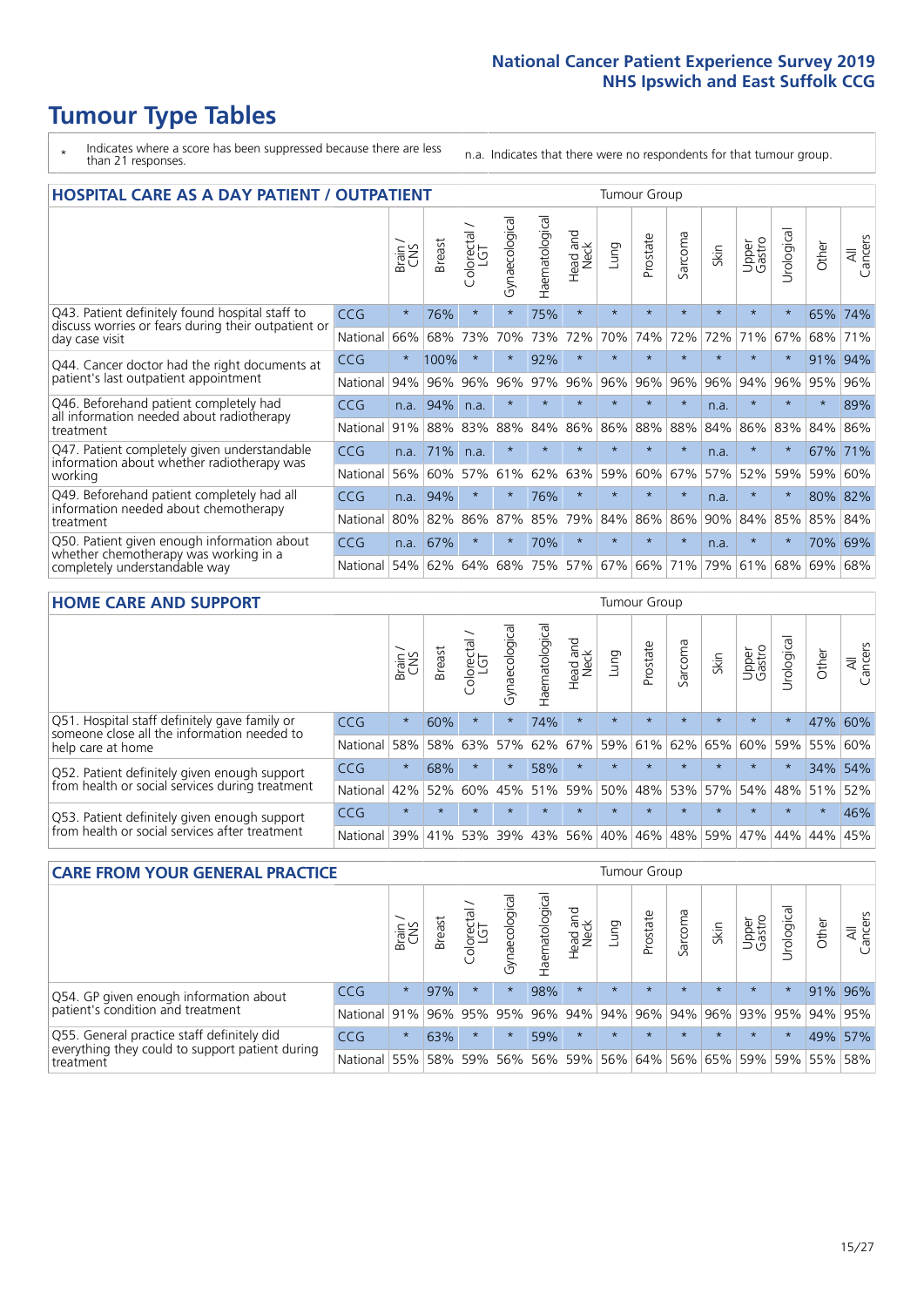# Tumour Type Tables

\* Indicates where a score has been suppressed because there are less than 21 responses.

n.a. Indicates that there were no respondents for that tumour group.

## HOSPITAL CARE AS A DAY PATIENT / OUTPATIENT

| | | Brain / CNS | Breast | Colorectal / LGT | Gynaecological | Haematological | Head and Neck | Lung | Prostate | Sarcoma | Skin | Upper Gastro | Urological | Other | All Cancers |
|---|---|---|---|---|---|---|---|---|---|---|---|---|---|---|---|
| Q43. Patient definitely found hospital staff to discuss worries or fears during their outpatient or day case visit | CCG | * | 76% | * | * | 75% | * | * | * | * | * | * | * | 65% | 74% |
| | National | 66% | 68% | 73% | 70% | 73% | 72% | 70% | 74% | 72% | 72% | 71% | 67% | 68% | 71% |
| Q44. Cancer doctor had the right documents at patient's last outpatient appointment | CCG | * | 100% | * | * | 92% | * | * | * | * | * | * | * | 91% | 94% |
| | National | 94% | 96% | 96% | 96% | 97% | 96% | 96% | 96% | 96% | 96% | 94% | 96% | 95% | 96% |
| Q46. Beforehand patient completely had all information needed about radiotherapy treatment | CCG | n.a. | 94% | n.a. | * | * | * | * | * | * | n.a. | * | * | * | 89% |
| | National | 91% | 88% | 83% | 88% | 84% | 86% | 86% | 88% | 88% | 84% | 86% | 83% | 84% | 86% |
| Q47. Patient completely given understandable information about whether radiotherapy was working | CCG | n.a. | 71% | n.a. | * | * | * | * | * | * | n.a. | * | * | 67% | 71% |
| | National | 56% | 60% | 57% | 61% | 62% | 63% | 59% | 60% | 67% | 57% | 52% | 59% | 59% | 60% |
| Q49. Beforehand patient completely had all information needed about chemotherapy treatment | CCG | n.a. | 94% | * | * | 76% | * | * | * | * | n.a. | * | * | 80% | 82% |
| | National | 80% | 82% | 86% | 87% | 85% | 79% | 84% | 86% | 86% | 90% | 84% | 85% | 85% | 84% |
| Q50. Patient given enough information about whether chemotherapy was working in a completely understandable way | CCG | n.a. | 67% | * | * | 70% | * | * | * | * | n.a. | * | * | 70% | 69% |
| | National | 54% | 62% | 64% | 68% | 75% | 57% | 67% | 66% | 71% | 79% | 61% | 68% | 69% | 68% |

## HOME CARE AND SUPPORT

| | | Brain / CNS | Breast | Colorectal / LGT | Gynaecological | Haematological | Head and Neck | Lung | Prostate | Sarcoma | Skin | Upper Gastro | Urological | Other | All Cancers |
|---|---|---|---|---|---|---|---|---|---|---|---|---|---|---|---|
| Q51. Hospital staff definitely gave family or someone close all the information needed to help care at home | CCG | * | 60% | * | * | 74% | * | * | * | * | * | * | * | 47% | 60% |
| | National | 58% | 58% | 63% | 57% | 62% | 67% | 59% | 61% | 62% | 65% | 60% | 59% | 55% | 60% |
| Q52. Patient definitely given enough support from health or social services during treatment | CCG | * | 68% | * | * | 58% | * | * | * | * | * | * | * | 34% | 54% |
| | National | 42% | 52% | 60% | 45% | 51% | 59% | 50% | 48% | 53% | 57% | 54% | 48% | 51% | 52% |
| Q53. Patient definitely given enough support from health or social services after treatment | CCG | * | * | * | * | * | * | * | * | * | * | * | * | * | 46% |
| | National | 39% | 41% | 53% | 39% | 43% | 56% | 40% | 46% | 48% | 59% | 47% | 44% | 44% | 45% |

## CARE FROM YOUR GENERAL PRACTICE

| | | Brain / CNS | Breast | Colorectal / LGT | Gynaecological | Haematological | Head and Neck | Lung | Prostate | Sarcoma | Skin | Upper Gastro | Urological | Other | All Cancers |
|---|---|---|---|---|---|---|---|---|---|---|---|---|---|---|---|
| Q54. GP given enough information about patient's condition and treatment | CCG | * | 97% | * | * | 98% | * | * | * | * | * | * | * | 91% | 96% |
| | National | 91% | 96% | 95% | 95% | 96% | 94% | 94% | 96% | 94% | 96% | 93% | 95% | 94% | 95% |
| Q55. General practice staff definitely did everything they could to support patient during treatment | CCG | * | 63% | * | * | 59% | * | * | * | * | * | * | * | 49% | 57% |
| | National | 55% | 58% | 59% | 56% | 56% | 59% | 56% | 64% | 56% | 65% | 59% | 59% | 55% | 58% |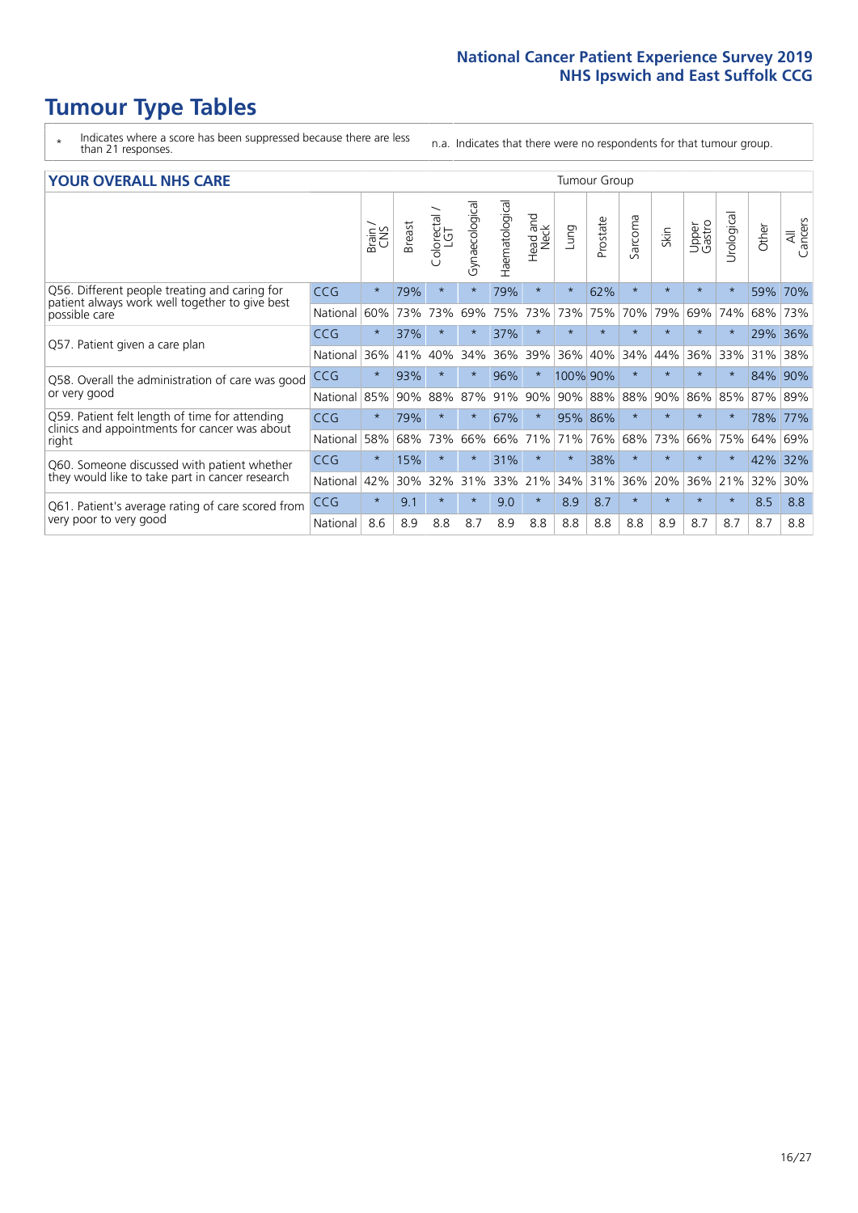# Tumour Type Tables

- \* Indicates where a score has been suppressed because there are less than 21 responses.
- n.a. Indicates that there were no respondents for that tumour group.

## YOUR OVERALL NHS CARE

| | | Brain / CNS | Breast | Colorectal / LGT | Gynaecological | Haematological | Head and Neck | Lung | Prostate | Sarcoma | Skin | Upper Gastro | Urological | Other | All Cancers |
|---|---|---|---|---|---|---|---|---|---|---|---|---|---|---|---|
| Q56. Different people treating and caring for patient always work well together to give best possible care | CCG | * | 79% | * | * | 79% | * | * | 62% | * | * | * | * | 59% | 70% |
| | National | 60% | 73% | 73% | 69% | 75% | 73% | 73% | 75% | 70% | 79% | 69% | 74% | 68% | 73% |
| Q57. Patient given a care plan | CCG | * | 37% | * | * | 37% | * | * | * | * | * | * | * | 29% | 36% |
| | National | 36% | 41% | 40% | 34% | 36% | 39% | 36% | 40% | 34% | 44% | 36% | 33% | 31% | 38% |
| Q58. Overall the administration of care was good or very good | CCG | * | 93% | * | * | 96% | * | 100% | 90% | * | * | * | * | 84% | 90% |
| | National | 85% | 90% | 88% | 87% | 91% | 90% | 90% | 88% | 88% | 90% | 86% | 85% | 87% | 89% |
| Q59. Patient felt length of time for attending clinics and appointments for cancer was about right | CCG | * | 79% | * | * | 67% | * | 95% | 86% | * | * | * | * | 78% | 77% |
| | National | 58% | 68% | 73% | 66% | 66% | 71% | 71% | 76% | 68% | 73% | 66% | 75% | 64% | 69% |
| Q60. Someone discussed with patient whether they would like to take part in cancer research | CCG | * | 15% | * | * | 31% | * | * | 38% | * | * | * | * | 42% | 32% |
| | National | 42% | 30% | 32% | 31% | 33% | 21% | 34% | 31% | 36% | 20% | 36% | 21% | 32% | 30% |
| Q61. Patient's average rating of care scored from very poor to very good | CCG | * | 9.1 | * | * | 9.0 | * | 8.9 | 8.7 | * | * | * | * | 8.5 | 8.8 |
| | National | 8.6 | 8.9 | 8.8 | 8.7 | 8.9 | 8.8 | 8.8 | 8.8 | 8.8 | 8.9 | 8.7 | 8.7 | 8.7 | 8.8 |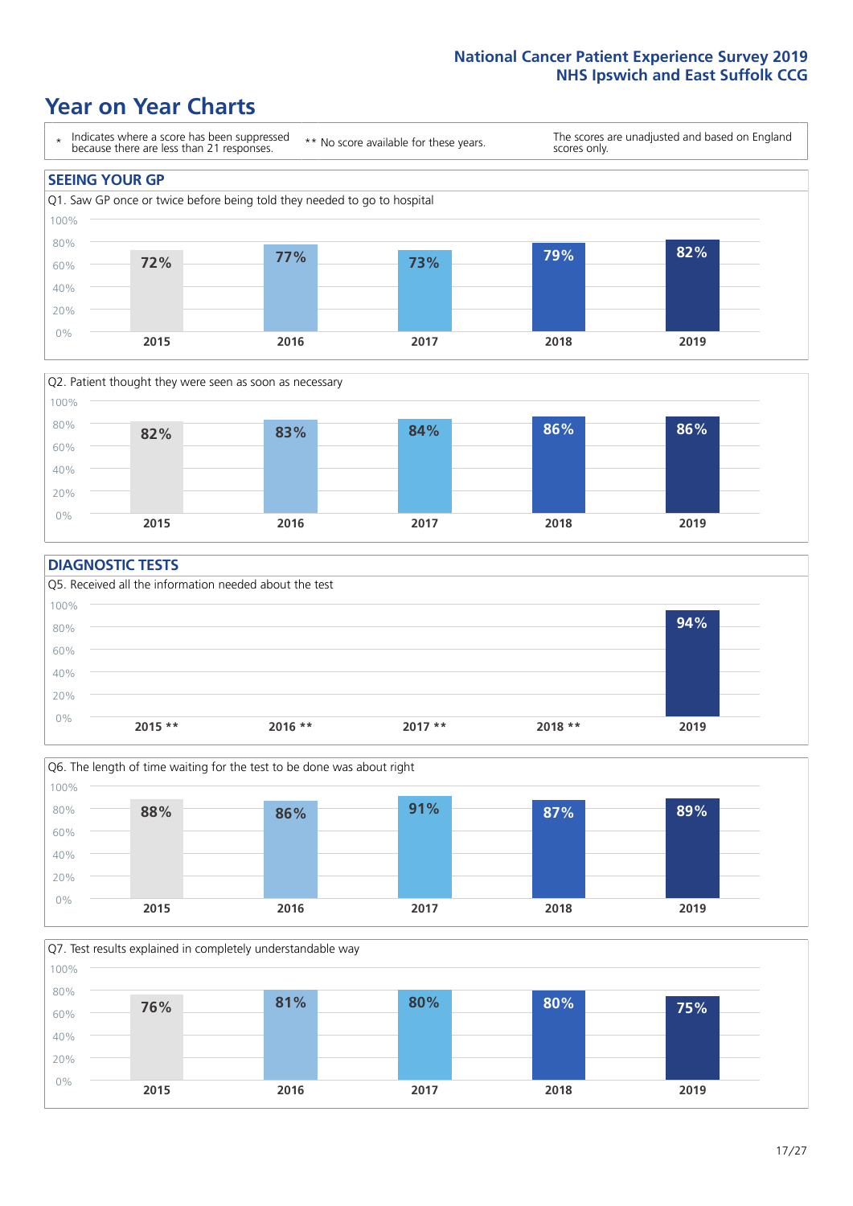# Year on Year Charts

\* Indicates where a score has been suppressed because there are less than 21 responses.

** No score available for these years.

The scores are unadjusted and based on England scores only.

## SEEING YOUR GP

Q1. Saw GP once or twice before being told they needed to go to hospital

100%
80%
60%
40%
20%
0%

72% 77% 73% 79% 82%

2015 2016 2017 2018 2019

Q2. Patient thought they were seen as soon as necessary

100%
80%
60%
40%
20%
0%

82% 83% 84% 86% 86%

2015 2016 2017 2018 2019

## DIAGNOSTIC TESTS

Q5. Received all the information needed about the test

100%
80%
60%
40%
20%
0%

94%

2015 ** 2016 ** 2017 ** 2018 ** 2019

Q6. The length of time waiting for the test to be done was about right

100%
80%
60%
40%
20%
0%

88% 86% 91% 87% 89%

2015 2016 2017 2018 2019

Q7. Test results explained in completely understandable way

100%
80%
60%
40%
20%
0%

76% 81% 80% 80% 75%

2015 2016 2017 2018 2019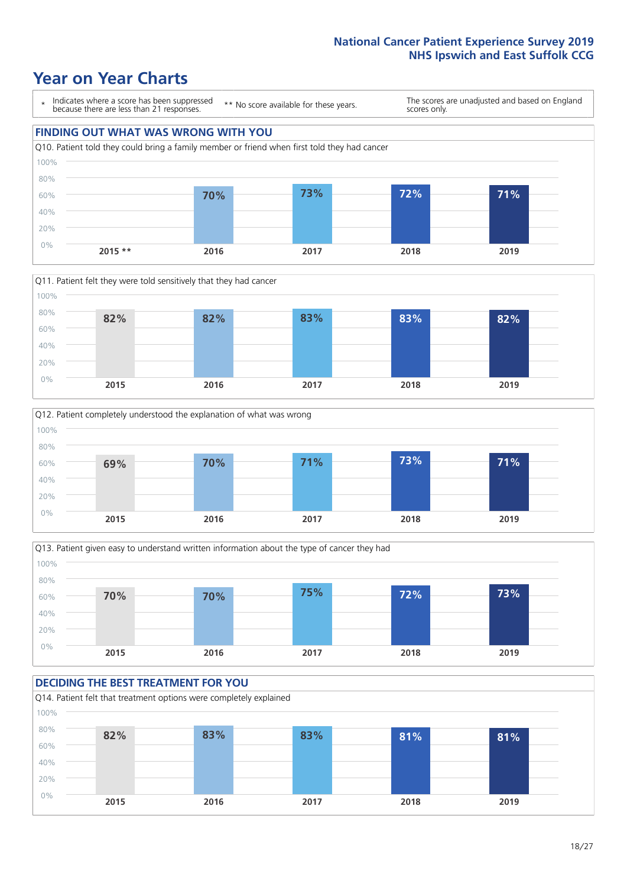# Year on Year Charts

\* Indicates where a score has been suppressed because there are less than 21 responses.

** No score available for these years.

The scores are unadjusted and based on England scores only.

## FINDING OUT WHAT WAS WRONG WITH YOU

Q10. Patient told they could bring a family member or friend when first told they had cancer

| 2015 ** | 2016 | 2017 | 2018 | 2019 |
|---|---|---|---|---|
| | 70% | 73% | 72% | 71% |

Q11. Patient felt they were told sensitively that they had cancer

| 2015 | 2016 | 2017 | 2018 | 2019 |
|---|---|---|---|---|
| 82% | 82% | 83% | 83% | 82% |

Q12. Patient completely understood the explanation of what was wrong

| 2015 | 2016 | 2017 | 2018 | 2019 |
|---|---|---|---|---|
| 69% | 70% | 71% | 73% | 71% |

Q13. Patient given easy to understand written information about the type of cancer they had

| 2015 | 2016 | 2017 | 2018 | 2019 |
|---|---|---|---|---|
| 70% | 70% | 75% | 72% | 73% |

## DECIDING THE BEST TREATMENT FOR YOU

Q14. Patient felt that treatment options were completely explained

| 2015 | 2016 | 2017 | 2018 | 2019 |
|---|---|---|---|---|
| 82% | 83% | 83% | 81% | 81% |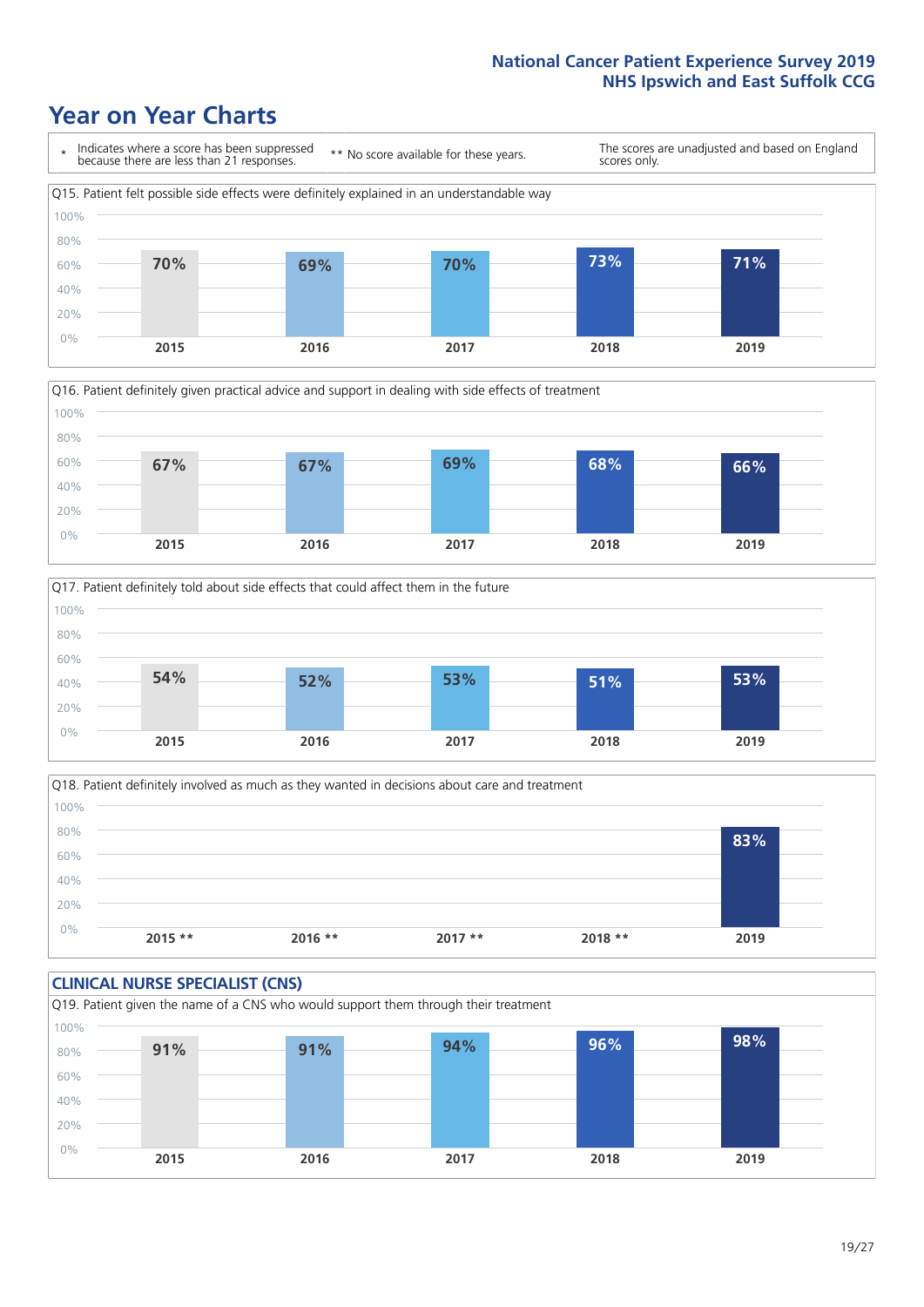# Year on Year Charts

\* Indicates where a score has been suppressed because there are less than 21 responses.

\*\* No score available for these years.

The scores are unadjusted and based on England scores only.

Q15. Patient felt possible side effects were definitely explained in an understandable way

100%
80%
60%
40%
20%
0%

70% 2015
69% 2016
70% 2017
73% 2018
71% 2019

Q16. Patient definitely given practical advice and support in dealing with side effects of treatment

100%
80%
60%
40%
20%
0%

67% 2015
67% 2016
69% 2017
68% 2018
66% 2019

Q17. Patient definitely told about side effects that could affect them in the future

100%
80%
60%
40%
20%
0%

54% 2015
52% 2016
53% 2017
51% 2018
53% 2019

Q18. Patient definitely involved as much as they wanted in decisions about care and treatment

100%
80%
60%
40%
20%
0%

2015 **
2016 **
2017 **
2018 **
83% 2019

## CLINICAL NURSE SPECIALIST (CNS)

Q19. Patient given the name of a CNS who would support them through their treatment

100%
80%
60%
40%
20%
0%

91% 2015
91% 2016
94% 2017
96% 2018
98% 2019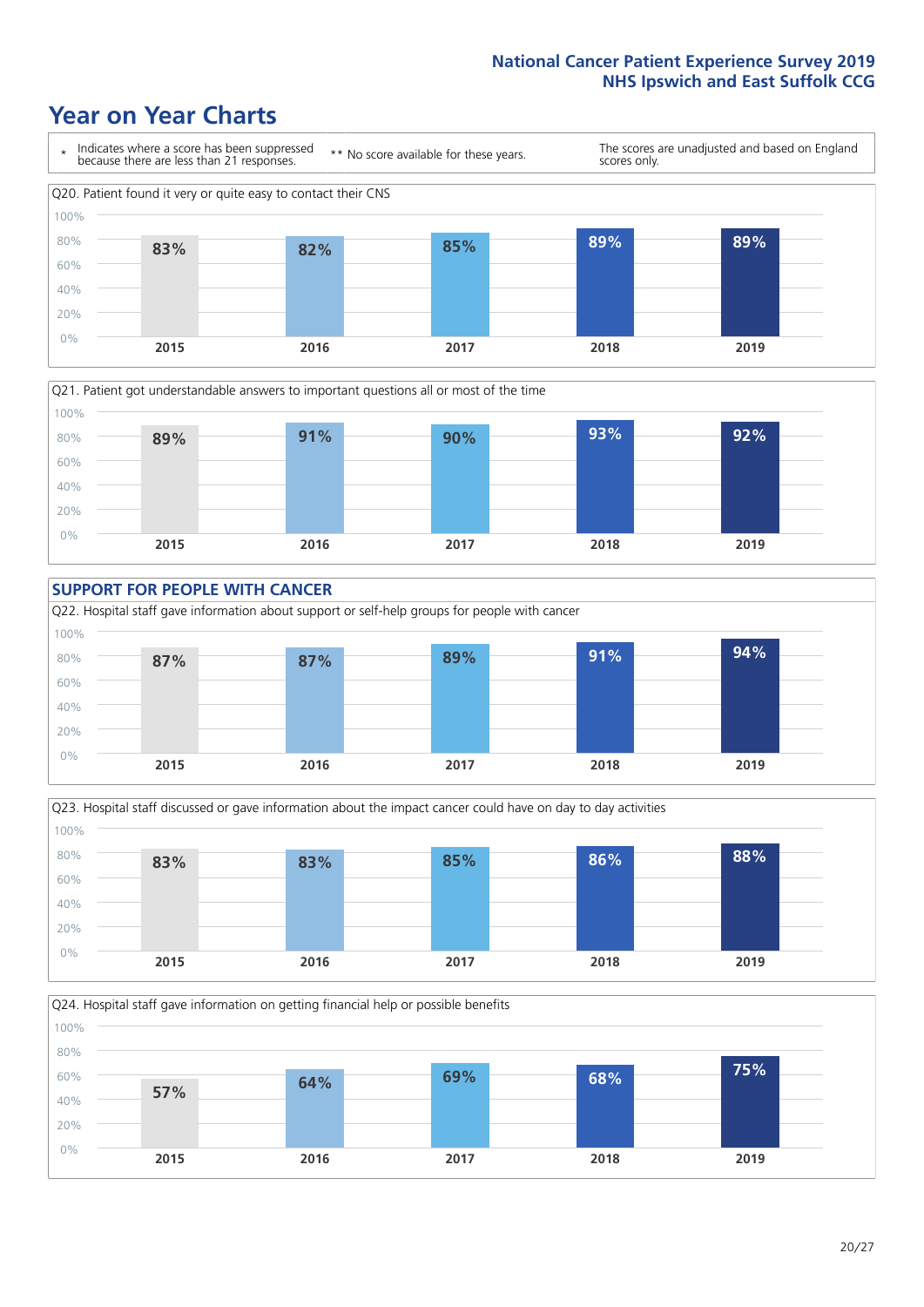# Year on Year Charts

\* Indicates where a score has been suppressed because there are less than 21 responses.

\*\* No score available for these years.

The scores are unadjusted and based on England scores only.

Q20. Patient found it very or quite easy to contact their CNS

100%
80%
60%
40%
20%
0%

83% 82% 85% 89% 89%

2015 2016 2017 2018 2019

Q21. Patient got understandable answers to important questions all or most of the time

100%
80%
60%
40%
20%
0%

89% 91% 90% 93% 92%

2015 2016 2017 2018 2019

## SUPPORT FOR PEOPLE WITH CANCER

Q22. Hospital staff gave information about support or self-help groups for people with cancer

100%
80%
60%
40%
20%
0%

87% 87% 89% 91% 94%

2015 2016 2017 2018 2019

Q23. Hospital staff discussed or gave information about the impact cancer could have on day to day activities

100%
80%
60%
40%
20%
0%

83% 83% 85% 86% 88%

2015 2016 2017 2018 2019

Q24. Hospital staff gave information on getting financial help or possible benefits

100%
80%
60%
40%
20%
0%

57% 64% 69% 68% 75%

2015 2016 2017 2018 2019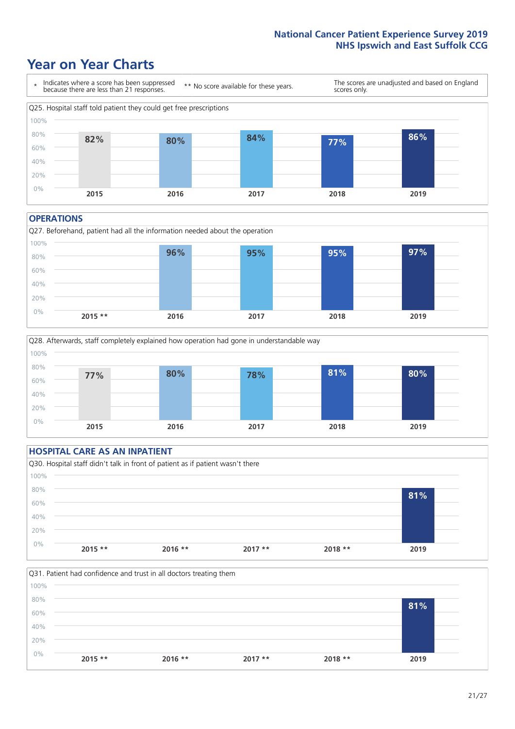National Cancer Patient Experience Survey 2019
NHS Ipswich and East Suffolk CCG

# Year on Year Charts

* Indicates where a score has been suppressed because there are less than 21 responses.

** No score available for these years.

The scores are unadjusted and based on England scores only.

Q25. Hospital staff told patient they could get free prescriptions

100%
80%
60%
40%
20%
0%

82% 80% 84% 77% 86%

2015 2016 2017 2018 2019

## OPERATIONS

Q27. Beforehand, patient had all the information needed about the operation

100%
80%
60%
40%
20%
0%

96% 95% 95% 97%

2015 ** 2016 2017 2018 2019

Q28. Afterwards, staff completely explained how operation had gone in understandable way

100%
80%
60%
40%
20%
0%

77% 80% 78% 81% 80%

2015 2016 2017 2018 2019

## HOSPITAL CARE AS AN INPATIENT

Q30. Hospital staff didn't talk in front of patient as if patient wasn't there

100%
80%
60%
40%
20%
0%

81%

2015 ** 2016 ** 2017 ** 2018 ** 2019

Q31. Patient had confidence and trust in all doctors treating them

100%
80%
60%
40%
20%
0%

81%

2015 ** 2016 ** 2017 ** 2018 ** 2019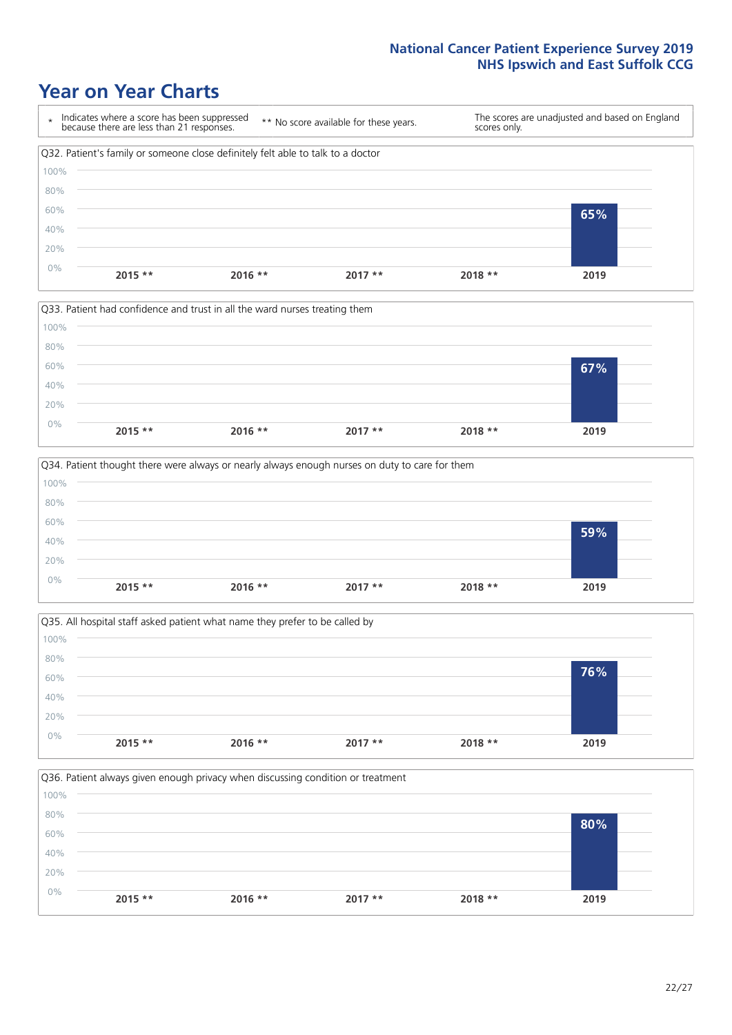## Year on Year Charts

\* Indicates where a score has been suppressed because there are less than 21 responses.

** No score available for these years.

The scores are unadjusted and based on England scores only.

Q32. Patient's family or someone close definitely felt able to talk to a doctor

100%
80%
60%
40%
20%
0%

2015 ** 2016 ** 2017 ** 2018 ** 2019

65%

Q33. Patient had confidence and trust in all the ward nurses treating them

100%
80%
60%
40%
20%
0%

2015 ** 2016 ** 2017 ** 2018 ** 2019

67%

Q34. Patient thought there were always or nearly always enough nurses on duty to care for them

100%
80%
60%
40%
20%
0%

2015 ** 2016 ** 2017 ** 2018 ** 2019

59%

Q35. All hospital staff asked patient what name they prefer to be called by

100%
80%
60%
40%
20%
0%

2015 ** 2016 ** 2017 ** 2018 ** 2019

76%

Q36. Patient always given enough privacy when discussing condition or treatment

100%
80%
60%
40%
20%
0%

2015 ** 2016 ** 2017 ** 2018 ** 2019

80%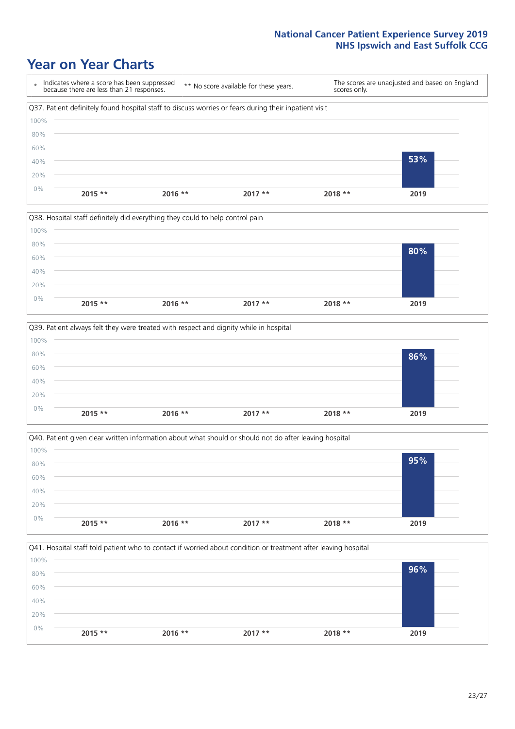# Year on Year Charts

\* Indicates where a score has been suppressed because there are less than 21 responses.

** No score available for these years.

The scores are unadjusted and based on England scores only.

Q37. Patient definitely found hospital staff to discuss worries or fears during their inpatient visit

100%
80%
60%
40%
20%
0%

2015 ** 2016 ** 2017 ** 2018 ** 2019

53%

Q38. Hospital staff definitely did everything they could to help control pain

100%
80%
60%
40%
20%
0%

2015 ** 2016 ** 2017 ** 2018 ** 2019

80%

Q39. Patient always felt they were treated with respect and dignity while in hospital

100%
80%
60%
40%
20%
0%

2015 ** 2016 ** 2017 ** 2018 ** 2019

86%

Q40. Patient given clear written information about what should or should not do after leaving hospital

100%
80%
60%
40%
20%
0%

2015 ** 2016 ** 2017 ** 2018 ** 2019

95%

Q41. Hospital staff told patient who to contact if worried about condition or treatment after leaving hospital

100%
80%
60%
40%
20%
0%

2015 ** 2016 ** 2017 ** 2018 ** 2019

96%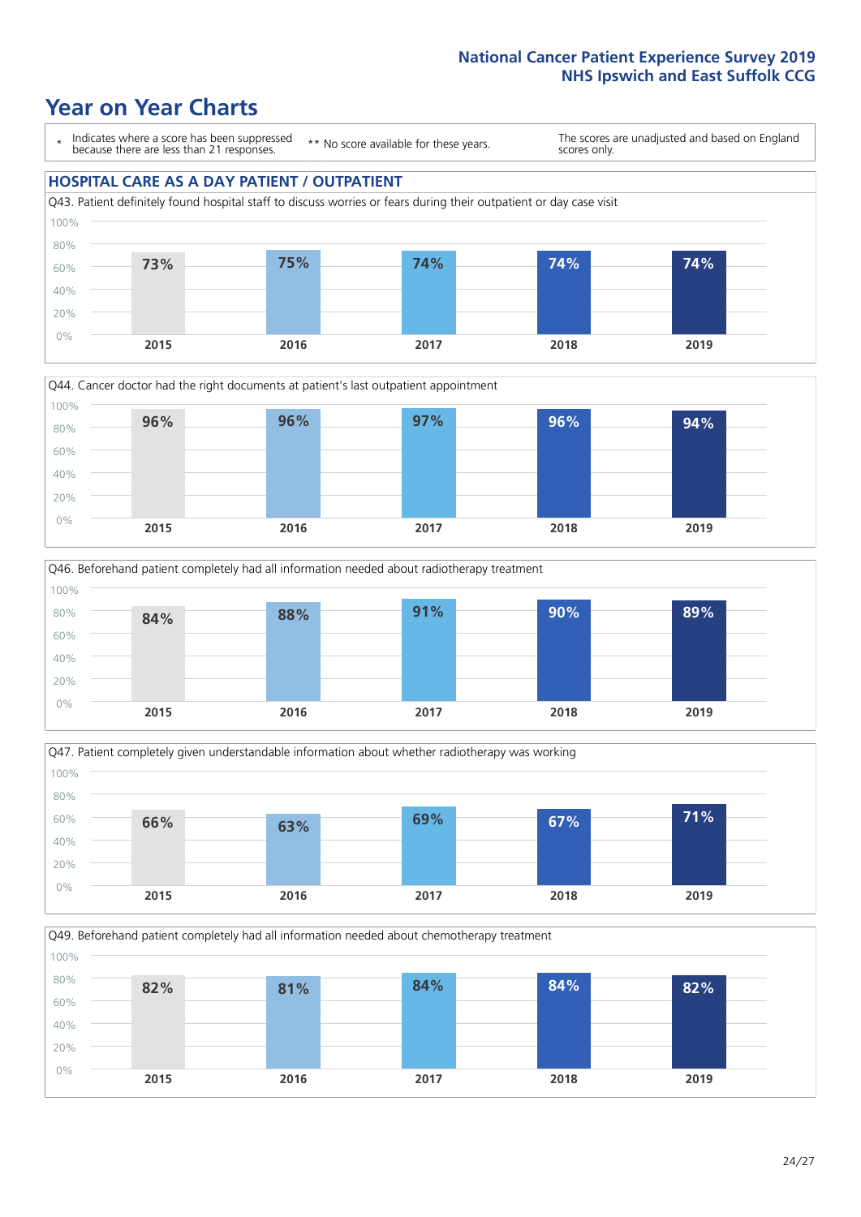# Year on Year Charts

\* Indicates where a score has been suppressed because there are less than 21 responses.

\*\* No score available for these years.

The scores are unadjusted and based on England scores only.

## HOSPITAL CARE AS A DAY PATIENT / OUTPATIENT

Q43. Patient definitely found hospital staff to discuss worries or fears during their outpatient or day case visit

100%
80%
60%
40%
20%
0%

73%
75%
74%
74%
74%

2015
2016
2017
2018
2019

Q44. Cancer doctor had the right documents at patient's last outpatient appointment

100%
80%
60%
40%
20%
0%

96%
96%
97%
96%
94%

2015
2016
2017
2018
2019

Q46. Beforehand patient completely had all information needed about radiotherapy treatment

100%
80%
60%
40%
20%
0%

84%
88%
91%
90%
89%

2015
2016
2017
2018
2019

Q47. Patient completely given understandable information about whether radiotherapy was working

100%
80%
60%
40%
20%
0%

66%
63%
69%
67%
71%

2015
2016
2017
2018
2019

Q49. Beforehand patient completely had all information needed about chemotherapy treatment

100%
80%
60%
40%
20%
0%

82%
81%
84%
84%
82%

2015
2016
2017
2018
2019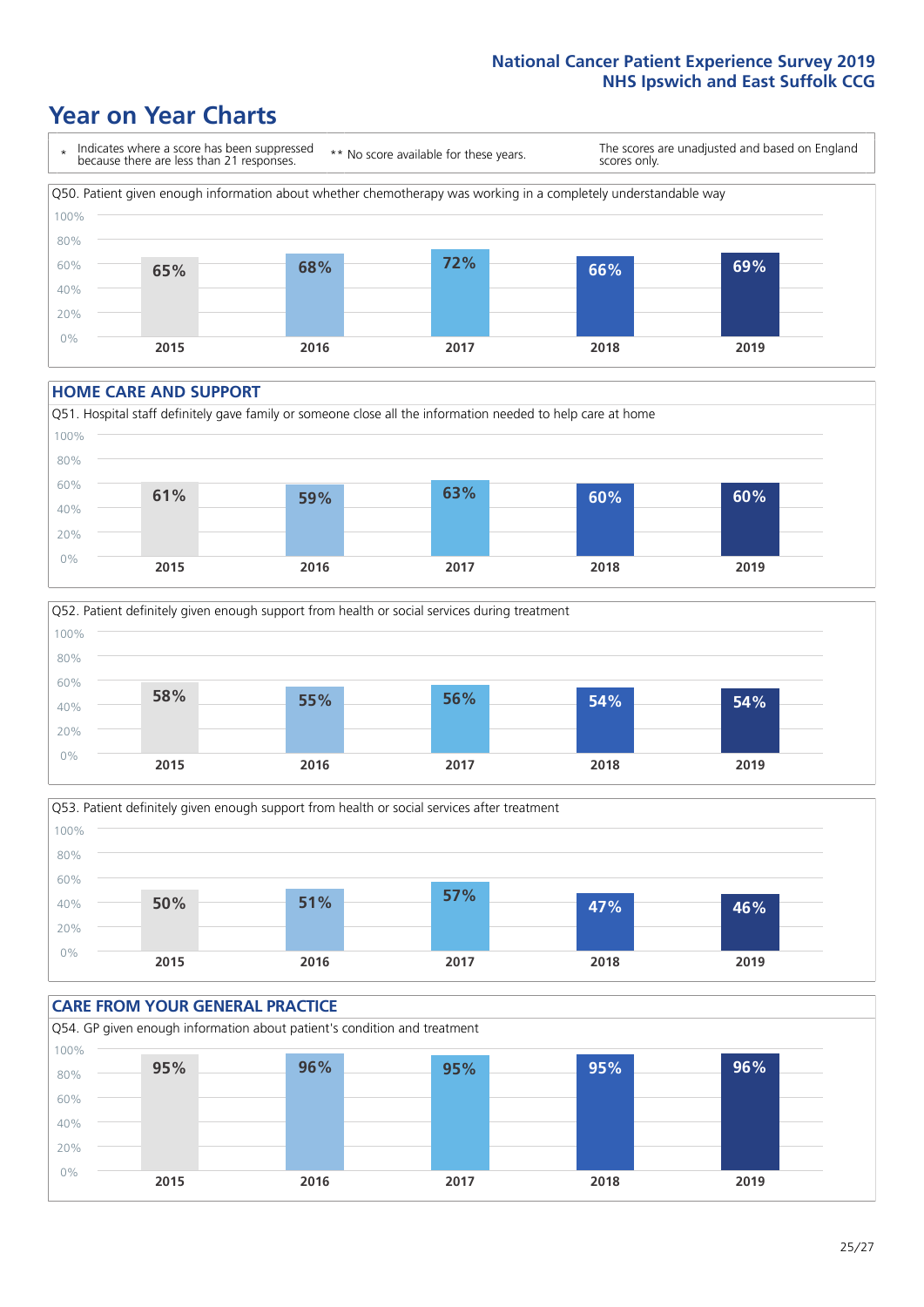National Cancer Patient Experience Survey 2019
NHS Ipswich and East Suffolk CCG

# Year on Year Charts

\* Indicates where a score has been suppressed because there are less than 21 responses.

\*\* No score available for these years.

The scores are unadjusted and based on England scores only.

Q50. Patient given enough information about whether chemotherapy was working in a completely understandable way

100%
80%
60%
40%
20%
0%

65% 2015
68% 2016
72% 2017
66% 2018
69% 2019

## HOME CARE AND SUPPORT

Q51. Hospital staff definitely gave family or someone close all the information needed to help care at home

100%
80%
60%
40%
20%
0%

61% 2015
59% 2016
63% 2017
60% 2018
60% 2019

Q52. Patient definitely given enough support from health or social services during treatment

100%
80%
60%
40%
20%
0%

58% 2015
55% 2016
56% 2017
54% 2018
54% 2019

Q53. Patient definitely given enough support from health or social services after treatment

100%
80%
60%
40%
20%
0%

50% 2015
51% 2016
57% 2017
47% 2018
46% 2019

## CARE FROM YOUR GENERAL PRACTICE

Q54. GP given enough information about patient's condition and treatment

100%
80%
60%
40%
20%
0%

95% 2015
96% 2016
95% 2017
95% 2018
96% 2019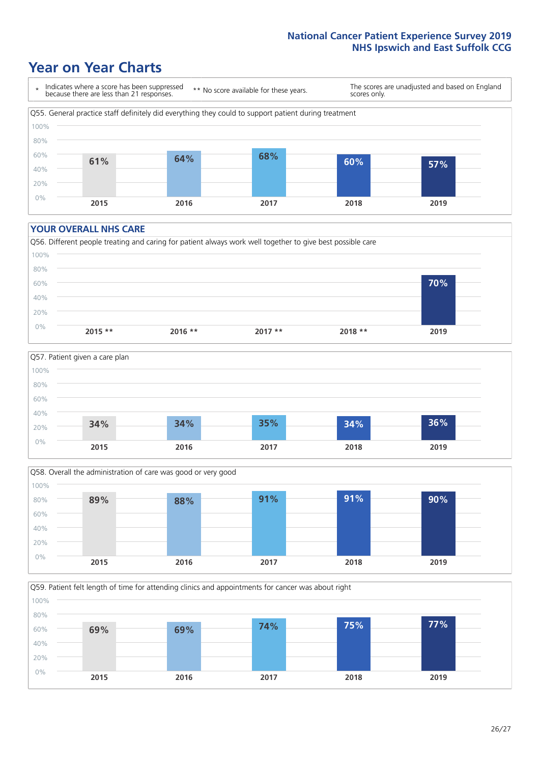# Year on Year Charts

\* Indicates where a score has been suppressed because there are less than 21 responses.

** No score available for these years.

The scores are unadjusted and based on England scores only.

Q55. General practice staff definitely did everything they could to support patient during treatment

100%
80%
60%
40%
20%
0%

61% 64% 68% 60% 57%

2015 2016 2017 2018 2019

## YOUR OVERALL NHS CARE

Q56. Different people treating and caring for patient always work well together to give best possible care

100%
80%
60%
40%
20%
0%

70%

2015 ** 2016 ** 2017 ** 2018 ** 2019

Q57. Patient given a care plan

100%
80%
60%
40%
20%
0%

34% 34% 35% 34% 36%

2015 2016 2017 2018 2019

Q58. Overall the administration of care was good or very good

100%
80%
60%
40%
20%
0%

89% 88% 91% 91% 90%

2015 2016 2017 2018 2019

Q59. Patient felt length of time for attending clinics and appointments for cancer was about right

100%
80%
60%
40%
20%
0%

69% 69% 74% 75% 77%

2015 2016 2017 2018 2019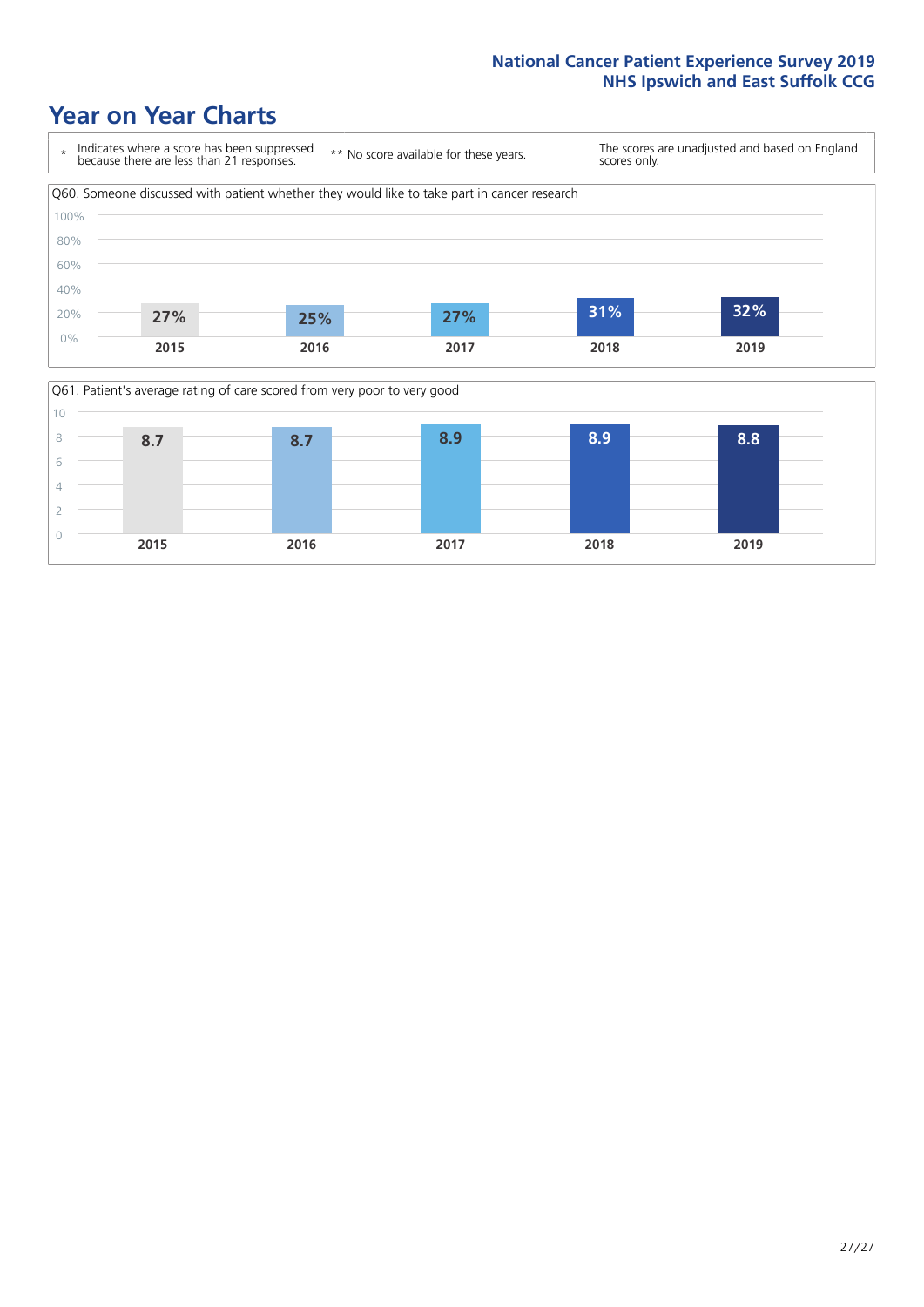## Year on Year Charts

\* Indicates where a score has been suppressed because there are less than 21 responses.

\*\* No score available for these years.

The scores are unadjusted and based on England scores only.

Q60. Someone discussed with patient whether they would like to take part in cancer research

100%
80%
60%
40%
20%
0%

27% 25% 27% 31% 32%

2015 2016 2017 2018 2019

Q61. Patient's average rating of care scored from very poor to very good

10
8
6
4
2
0

8.7 8.7 8.9 8.9 8.8

2015 2016 2017 2018 2019